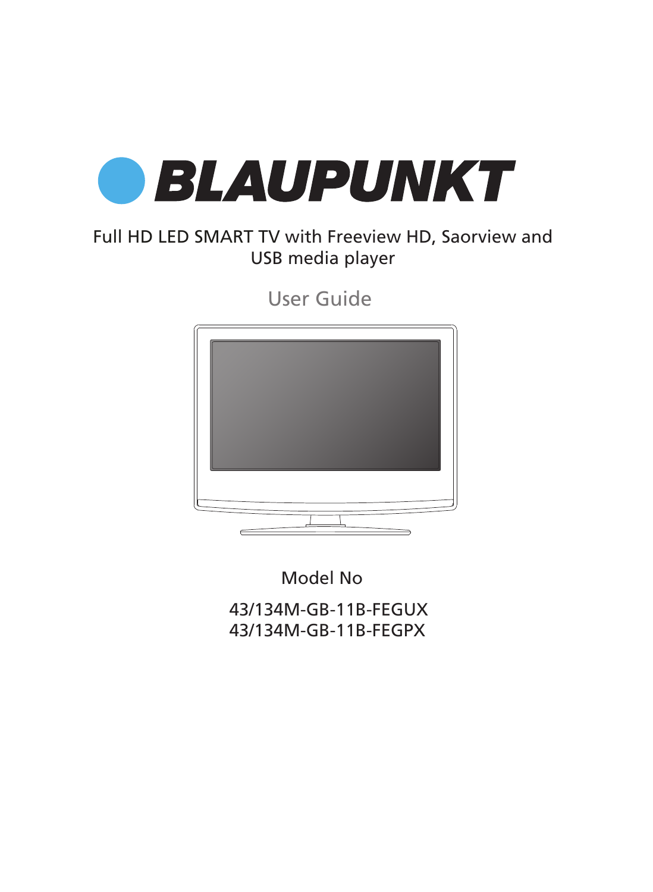# BLAUPUNKT

Full HD LED SMART TV with Freeview HD, Saorview and USB media player

## User Guide

Model No

43/134M-GB-11B-FEGUX
43/134M-GB-11B-FEGPX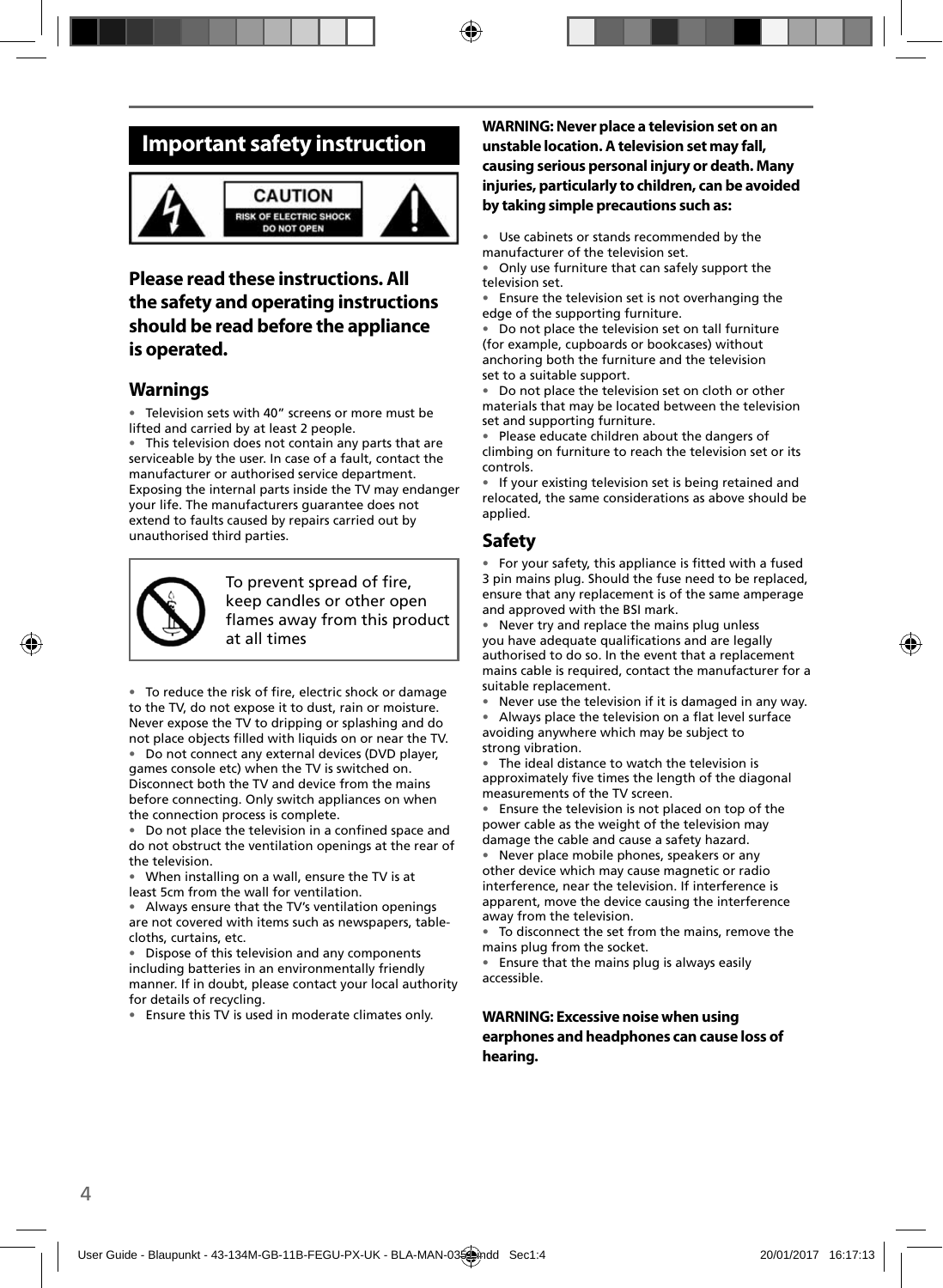# Important safety instruction

CAUTION
RISK OF ELECTRIC SHOCK
DO NOT OPEN

## Please read these instructions. All the safety and operating instructions should be read before the appliance is operated.

### Warnings

- Television sets with 40" screens or more must be lifted and carried by at least 2 people.
- This television does not contain any parts that are serviceable by the user. In case of a fault, contact the manufacturer or authorised service department. Exposing the internal parts inside the TV may endanger your life. The manufacturers guarantee does not extend to faults caused by repairs carried out by unauthorised third parties.

To prevent spread of fire, keep candles or other open flames away from this product at all times

- To reduce the risk of fire, electric shock or damage to the TV, do not expose it to dust, rain or moisture. Never expose the TV to dripping or splashing and do not place objects filled with liquids on or near the TV.
- Do not connect any external devices (DVD player, games console etc) when the TV is switched on. Disconnect both the TV and device from the mains before connecting. Only switch appliances on when the connection process is complete.
- Do not place the television in a confined space and do not obstruct the ventilation openings at the rear of the television.
- When installing on a wall, ensure the TV is at least 5cm from the wall for ventilation.
- Always ensure that the TV's ventilation openings are not covered with items such as newspapers, table-cloths, curtains, etc.
- Dispose of this television and any components including batteries in an environmentally friendly manner. If in doubt, please contact your local authority for details of recycling.
- Ensure this TV is used in moderate climates only.

**WARNING: Never place a television set on an unstable location. A television set may fall, causing serious personal injury or death. Many injuries, particularly to children, can be avoided by taking simple precautions such as:**

- Use cabinets or stands recommended by the manufacturer of the television set.
- Only use furniture that can safely support the television set.
- Ensure the television set is not overhanging the edge of the supporting furniture.
- Do not place the television set on tall furniture (for example, cupboards or bookcases) without anchoring both the furniture and the television set to a suitable support.
- Do not place the television set on cloth or other materials that may be located between the television set and supporting furniture.
- Please educate children about the dangers of climbing on furniture to reach the television set or its controls.
- If your existing television set is being retained and relocated, the same considerations as above should be applied.

### Safety

- For your safety, this appliance is fitted with a fused 3 pin mains plug. Should the fuse need to be replaced, ensure that any replacement is of the same amperage and approved with the BSI mark.
- Never try and replace the mains plug unless you have adequate qualifications and are legally authorised to do so. In the event that a replacement mains cable is required, contact the manufacturer for a suitable replacement.
- Never use the television if it is damaged in any way.
- Always place the television on a flat level surface avoiding anywhere which may be subject to strong vibration.
- The ideal distance to watch the television is approximately five times the length of the diagonal measurements of the TV screen.
- Ensure the television is not placed on top of the power cable as the weight of the television may damage the cable and cause a safety hazard.
- Never place mobile phones, speakers or any other device which may cause magnetic or radio interference, near the television. If interference is apparent, move the device causing the interference away from the television.
- To disconnect the set from the mains, remove the mains plug from the socket.
- Ensure that the mains plug is always easily accessible.

**WARNING: Excessive noise when using earphones and headphones can cause loss of hearing.**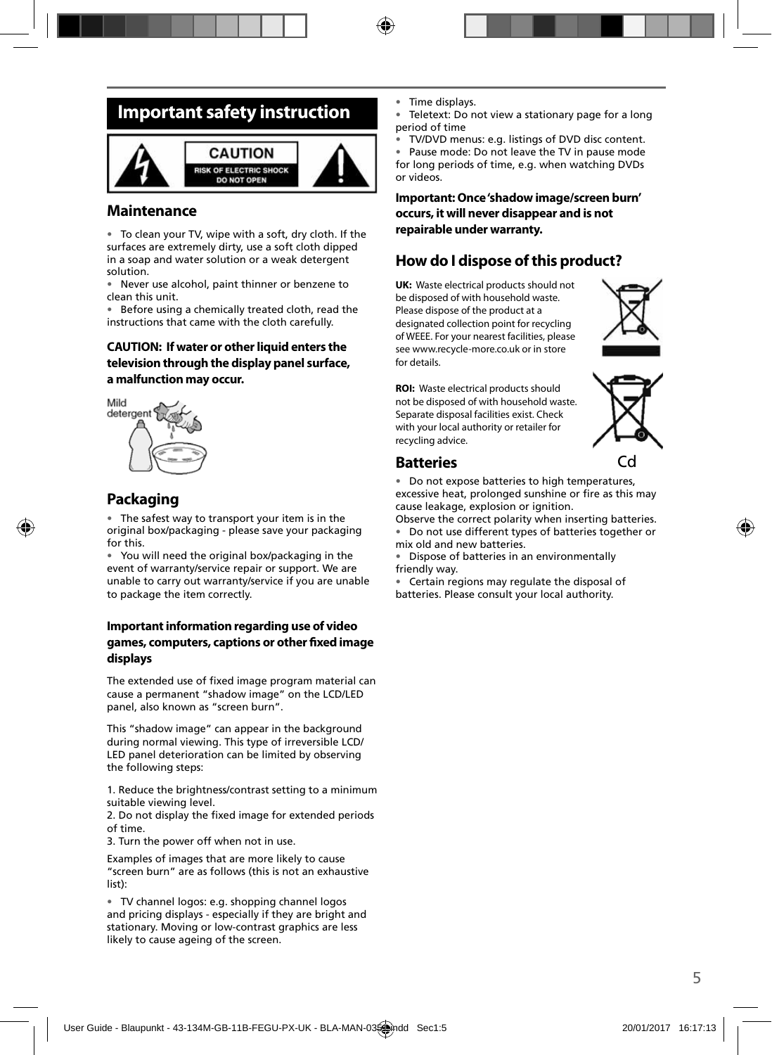# Important safety instruction

CAUTION
RISK OF ELECTRIC SHOCK
DO NOT OPEN

## Maintenance

- To clean your TV, wipe with a soft, dry cloth. If the surfaces are extremely dirty, use a soft cloth dipped in a soap and water solution or a weak detergent solution.
- Never use alcohol, paint thinner or benzene to clean this unit.
- Before using a chemically treated cloth, read the instructions that came with the cloth carefully.

**CAUTION: If water or other liquid enters the television through the display panel surface, a malfunction may occur.**

Mild detergent

## Packaging

- The safest way to transport your item is in the original box/packaging - please save your packaging for this.
- You will need the original box/packaging in the event of warranty/service repair or support. We are unable to carry out warranty/service if you are unable to package the item correctly.

### Important information regarding use of video games, computers, captions or other fixed image displays

The extended use of fixed image program material can cause a permanent "shadow image" on the LCD/LED panel, also known as "screen burn".

This "shadow image" can appear in the background during normal viewing. This type of irreversible LCD/LED panel deterioration can be limited by observing the following steps:

1. Reduce the brightness/contrast setting to a minimum suitable viewing level.
2. Do not display the fixed image for extended periods of time.
3. Turn the power off when not in use.

Examples of images that are more likely to cause "screen burn" are as follows (this is not an exhaustive list):

- TV channel logos: e.g. shopping channel logos and pricing displays - especially if they are bright and stationary. Moving or low-contrast graphics are less likely to cause ageing of the screen.
- Time displays.
- Teletext: Do not view a stationary page for a long period of time
- TV/DVD menus: e.g. listings of DVD disc content.
- Pause mode: Do not leave the TV in pause mode for long periods of time, e.g. when watching DVDs or videos.

**Important: Once 'shadow image/screen burn' occurs, it will never disappear and is not repairable under warranty.**

## How do I dispose of this product?

**UK:** Waste electrical products should not be disposed of with household waste. Please dispose of the product at a designated collection point for recycling of WEEE. For your nearest facilities, please see www.recycle-more.co.uk or in store for details.

**ROI:** Waste electrical products should not be disposed of with household waste. Separate disposal facilities exist. Check with your local authority or retailer for recycling advice.

Cd

## Batteries

- Do not expose batteries to high temperatures, excessive heat, prolonged sunshine or fire as this may cause leakage, explosion or ignition.

Observe the correct polarity when inserting batteries.

- Do not use different types of batteries together or mix old and new batteries.
- Dispose of batteries in an environmentally friendly way.
- Certain regions may regulate the disposal of batteries. Please consult your local authority.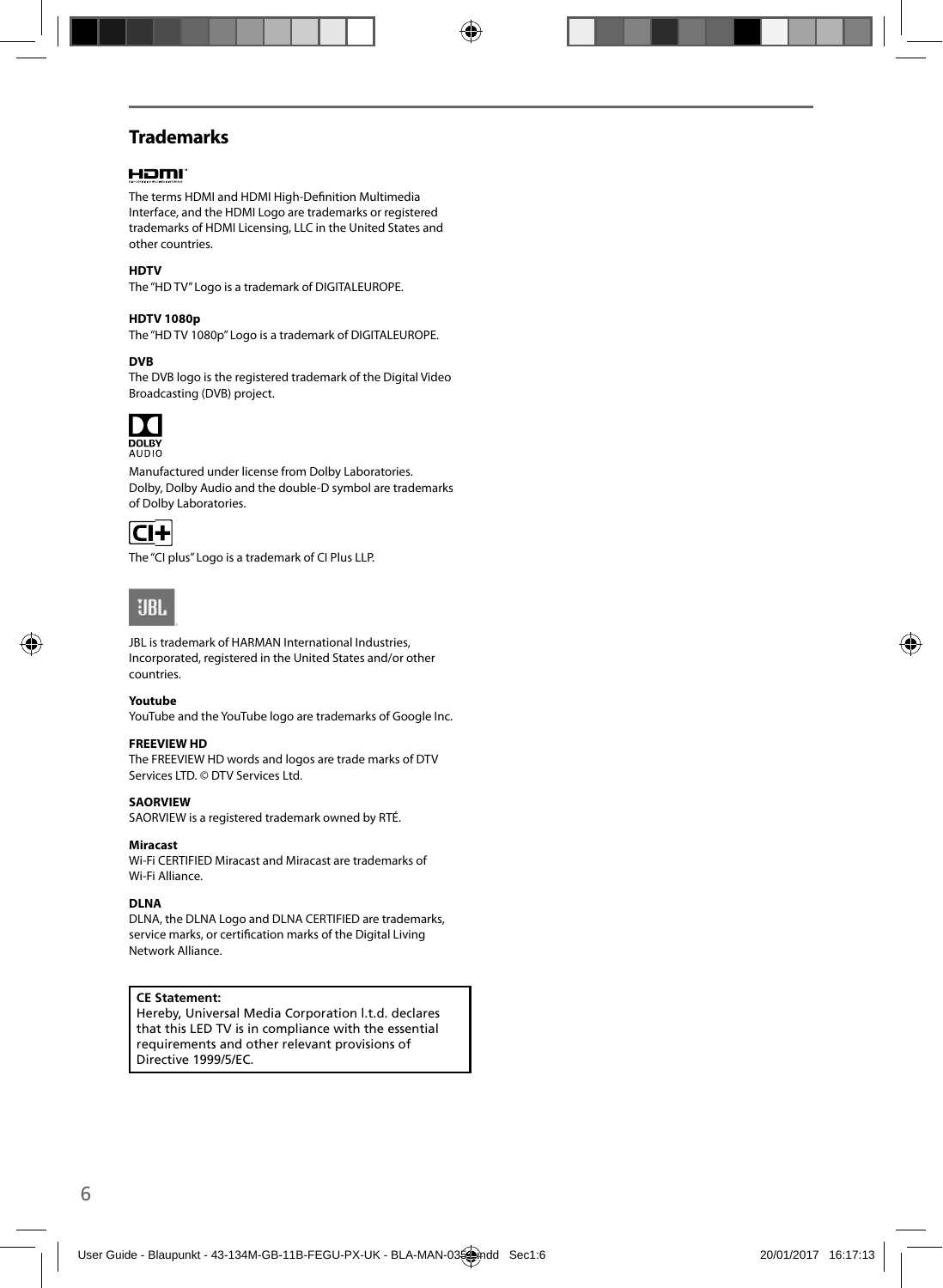## Trademarks

The terms HDMI and HDMI High-Definition Multimedia Interface, and the HDMI Logo are trademarks or registered trademarks of HDMI Licensing, LLC in the United States and other countries.

**HDTV**

The "HD TV" Logo is a trademark of DIGITALEUROPE.

**HDTV 1080p**

The "HD TV 1080p" Logo is a trademark of DIGITALEUROPE.

**DVB**

The DVB logo is the registered trademark of the Digital Video Broadcasting (DVB) project.

Manufactured under license from Dolby Laboratories. Dolby, Dolby Audio and the double-D symbol are trademarks of Dolby Laboratories.

The "CI plus" Logo is a trademark of CI Plus LLP.

JBL is trademark of HARMAN International Industries, Incorporated, registered in the United States and/or other countries.

**Youtube**

YouTube and the YouTube logo are trademarks of Google Inc.

**FREEVIEW HD**

The FREEVIEW HD words and logos are trade marks of DTV Services LTD. © DTV Services Ltd.

**SAORVIEW**

SAORVIEW is a registered trademark owned by RTÉ.

**Miracast**

Wi-Fi CERTIFIED Miracast and Miracast are trademarks of Wi-Fi Alliance.

**DLNA**

DLNA, the DLNA Logo and DLNA CERTIFIED are trademarks, service marks, or certification marks of the Digital Living Network Alliance.

**CE Statement:**
Hereby, Universal Media Corporation l.t.d. declares that this LED TV is in compliance with the essential requirements and other relevant provisions of Directive 1999/5/EC.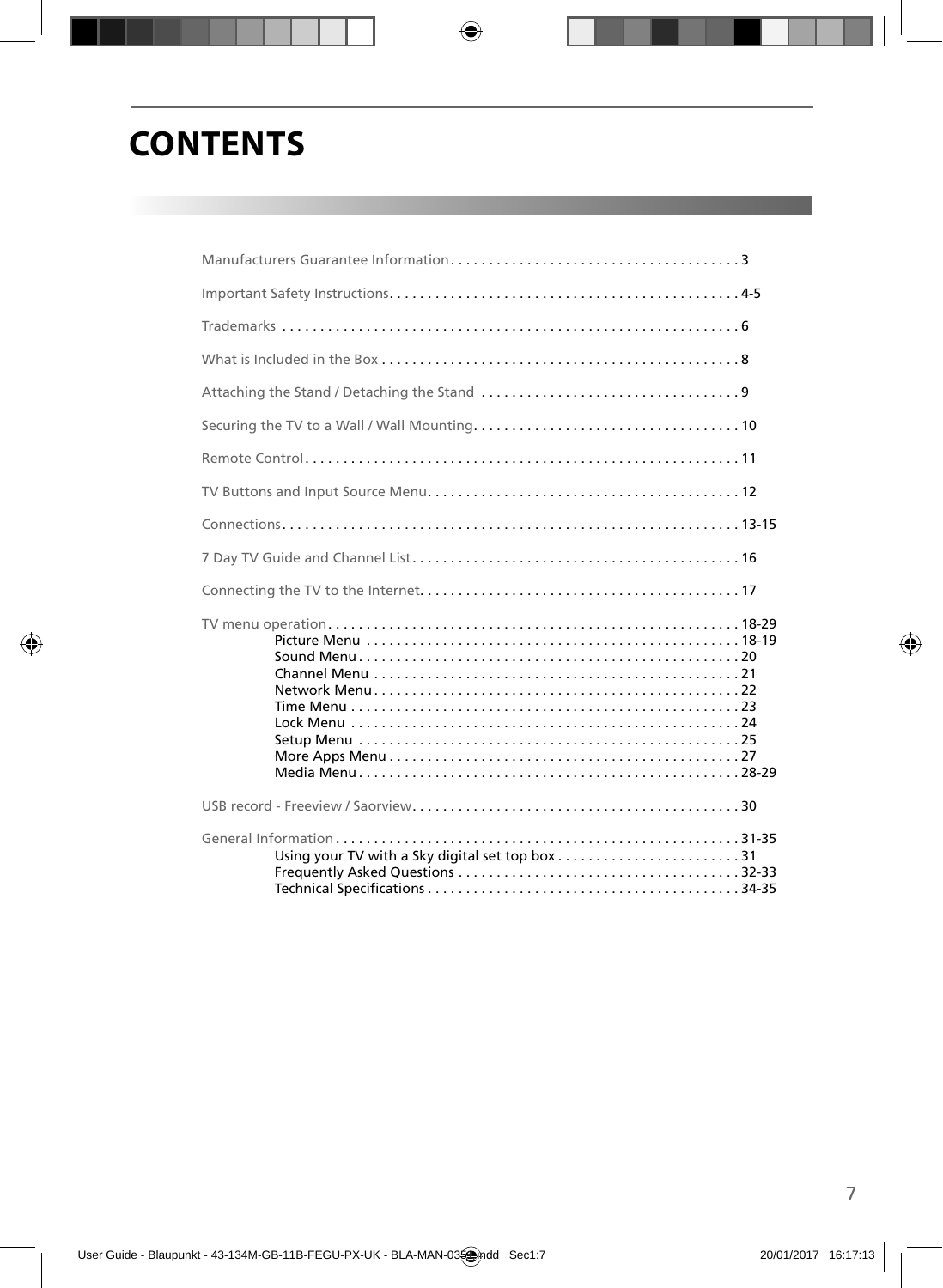# CONTENTS

Manufacturers Guarantee Information . . . . . . . . . . . . . . . . . . . . . . . . . . . . . . . . . . . . . 3

Important Safety Instructions . . . . . . . . . . . . . . . . . . . . . . . . . . . . . . . . . . . . . . . . . . . . 4-5

Trademarks . . . . . . . . . . . . . . . . . . . . . . . . . . . . . . . . . . . . . . . . . . . . . . . . . . . . . . . . . . . 6

What is Included in the Box . . . . . . . . . . . . . . . . . . . . . . . . . . . . . . . . . . . . . . . . . . . . . . 8

Attaching the Stand / Detaching the Stand . . . . . . . . . . . . . . . . . . . . . . . . . . . . . . . . . 9

Securing the TV to a Wall / Wall Mounting . . . . . . . . . . . . . . . . . . . . . . . . . . . . . . . . . . 10

Remote Control . . . . . . . . . . . . . . . . . . . . . . . . . . . . . . . . . . . . . . . . . . . . . . . . . . . . . . . 11

TV Buttons and Input Source Menu . . . . . . . . . . . . . . . . . . . . . . . . . . . . . . . . . . . . . . . . 12

Connections . . . . . . . . . . . . . . . . . . . . . . . . . . . . . . . . . . . . . . . . . . . . . . . . . . . . . . . . . . 13-15

7 Day TV Guide and Channel List . . . . . . . . . . . . . . . . . . . . . . . . . . . . . . . . . . . . . . . . . . 16

Connecting the TV to the Internet . . . . . . . . . . . . . . . . . . . . . . . . . . . . . . . . . . . . . . . . . 17

TV menu operation . . . . . . . . . . . . . . . . . . . . . . . . . . . . . . . . . . . . . . . . . . . . . . . . . . . . . 18-29
- Picture Menu . . . . . . . . . . . . . . . . . . . . . . . . . . . . . . . . . . . . . . . . . . . . . . . . 18-19
- Sound Menu . . . . . . . . . . . . . . . . . . . . . . . . . . . . . . . . . . . . . . . . . . . . . . . . . 20
- Channel Menu . . . . . . . . . . . . . . . . . . . . . . . . . . . . . . . . . . . . . . . . . . . . . . . 21
- Network Menu . . . . . . . . . . . . . . . . . . . . . . . . . . . . . . . . . . . . . . . . . . . . . . . 22
- Time Menu . . . . . . . . . . . . . . . . . . . . . . . . . . . . . . . . . . . . . . . . . . . . . . . . . . 23
- Lock Menu . . . . . . . . . . . . . . . . . . . . . . . . . . . . . . . . . . . . . . . . . . . . . . . . . . 24
- Setup Menu . . . . . . . . . . . . . . . . . . . . . . . . . . . . . . . . . . . . . . . . . . . . . . . . . 25
- More Apps Menu . . . . . . . . . . . . . . . . . . . . . . . . . . . . . . . . . . . . . . . . . . . . . 27
- Media Menu . . . . . . . . . . . . . . . . . . . . . . . . . . . . . . . . . . . . . . . . . . . . . . . . . 28-29

USB record - Freeview / Saorview . . . . . . . . . . . . . . . . . . . . . . . . . . . . . . . . . . . . . . . . . . 30

General Information . . . . . . . . . . . . . . . . . . . . . . . . . . . . . . . . . . . . . . . . . . . . . . . . . . . . 31-35
- Using your TV with a Sky digital set top box . . . . . . . . . . . . . . . . . . . . . . . 31
- Frequently Asked Questions . . . . . . . . . . . . . . . . . . . . . . . . . . . . . . . . . . . . 32-33
- Technical Specifications . . . . . . . . . . . . . . . . . . . . . . . . . . . . . . . . . . . . . . . . 34-35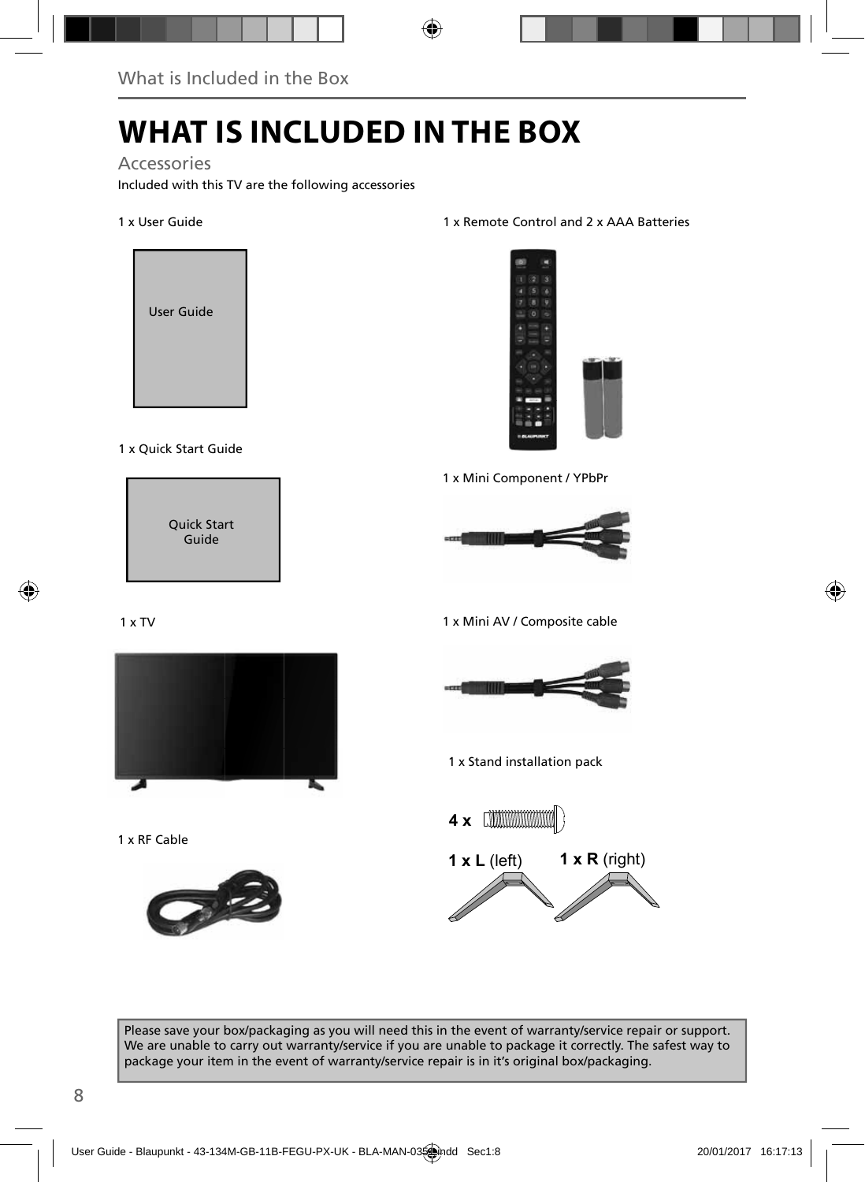# WHAT IS INCLUDED IN THE BOX

## Accessories

Included with this TV are the following accessories

1 x User Guide

User Guide

1 x Quick Start Guide

Quick Start Guide

1 x TV

1 x RF Cable

1 x Remote Control and 2 x AAA Batteries

1 x Mini Component / YPbPr

1 x Mini AV / Composite cable

1 x Stand installation pack

**4 x**

**1 x L** (left) **1 x R** (right)

Please save your box/packaging as you will need this in the event of warranty/service repair or support. We are unable to carry out warranty/service if you are unable to package it correctly. The safest way to package your item in the event of warranty/service repair is in it's original box/packaging.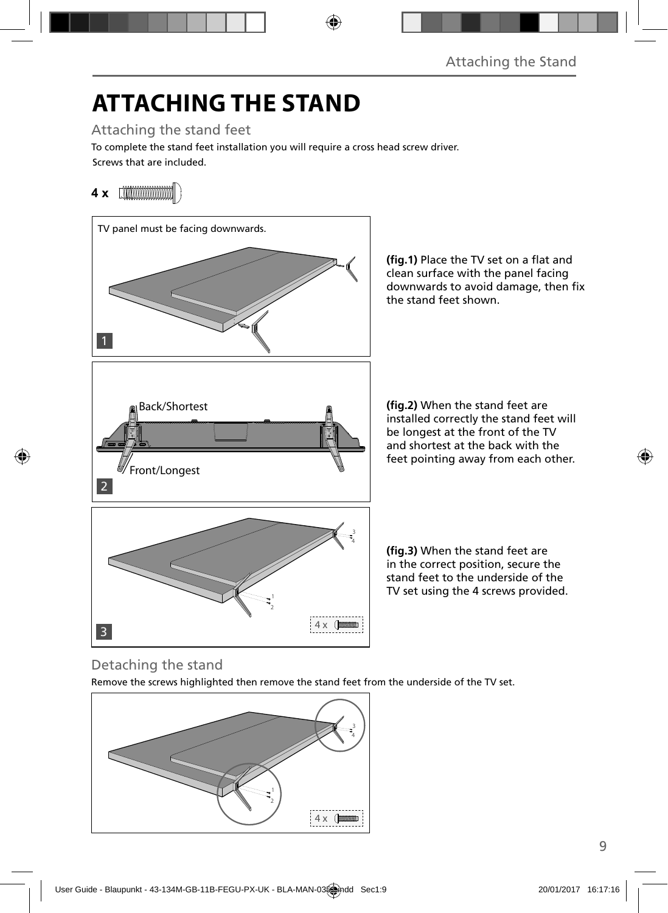# ATTACHING THE STAND

## Attaching the stand feet

To complete the stand feet installation you will require a cross head screw driver.

Screws that are included.

**4 x**

TV panel must be facing downwards.

**(fig.1)** Place the TV set on a flat and clean surface with the panel facing downwards to avoid damage, then fix the stand feet shown.

Back/Shortest

Front/Longest

**(fig.2)** When the stand feet are installed correctly the stand feet will be longest at the front of the TV and shortest at the back with the feet pointing away from each other.

**(fig.3)** When the stand feet are in the correct position, secure the stand feet to the underside of the TV set using the 4 screws provided.

## Detaching the stand

Remove the screws highlighted then remove the stand feet from the underside of the TV set.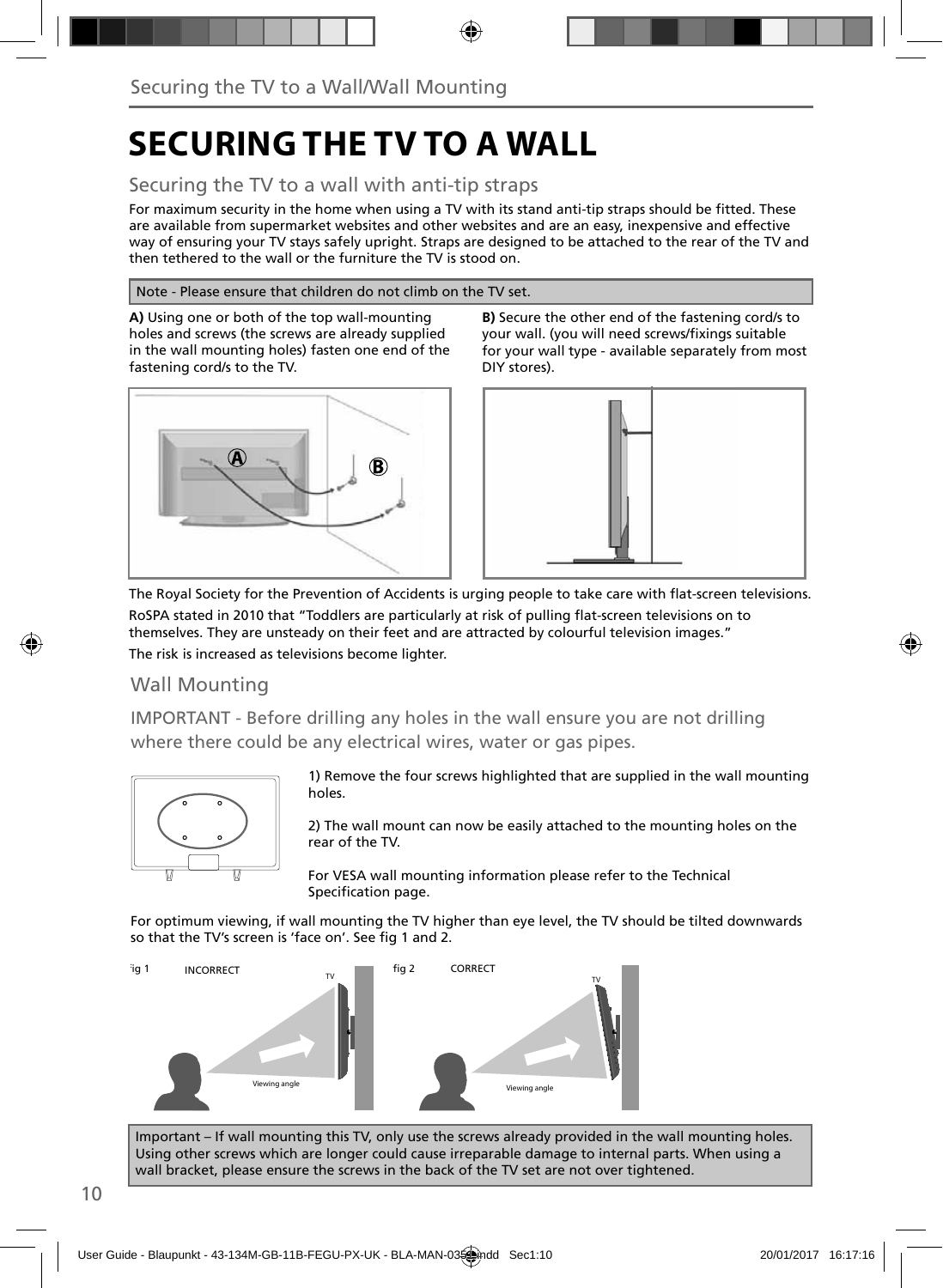# SECURING THE TV TO A WALL

## Securing the TV to a wall with anti-tip straps

For maximum security in the home when using a TV with its stand anti-tip straps should be fitted. These are available from supermarket websites and other websites and are an easy, inexpensive and effective way of ensuring your TV stays safely upright. Straps are designed to be attached to the rear of the TV and then tethered to the wall or the furniture the TV is stood on.

Note - Please ensure that children do not climb on the TV set.

**A)** Using one or both of the top wall-mounting holes and screws (the screws are already supplied in the wall mounting holes) fasten one end of the fastening cord/s to the TV.

**B)** Secure the other end of the fastening cord/s to your wall. (you will need screws/fixings suitable for your wall type - available separately from most DIY stores).

The Royal Society for the Prevention of Accidents is urging people to take care with flat-screen televisions.

RoSPA stated in 2010 that "Toddlers are particularly at risk of pulling flat-screen televisions on to themselves. They are unsteady on their feet and are attracted by colourful television images."

The risk is increased as televisions become lighter.

## Wall Mounting

IMPORTANT - Before drilling any holes in the wall ensure you are not drilling where there could be any electrical wires, water or gas pipes.

1) Remove the four screws highlighted that are supplied in the wall mounting holes.

2) The wall mount can now be easily attached to the mounting holes on the rear of the TV.

For VESA wall mounting information please refer to the Technical Specification page.

For optimum viewing, if wall mounting the TV higher than eye level, the TV should be tilted downwards so that the TV's screen is 'face on'. See fig 1 and 2.

fig 1 INCORRECT

fig 2 CORRECT

Important – If wall mounting this TV, only use the screws already provided in the wall mounting holes. Using other screws which are longer could cause irreparable damage to internal parts. When using a wall bracket, please ensure the screws in the back of the TV set are not over tightened.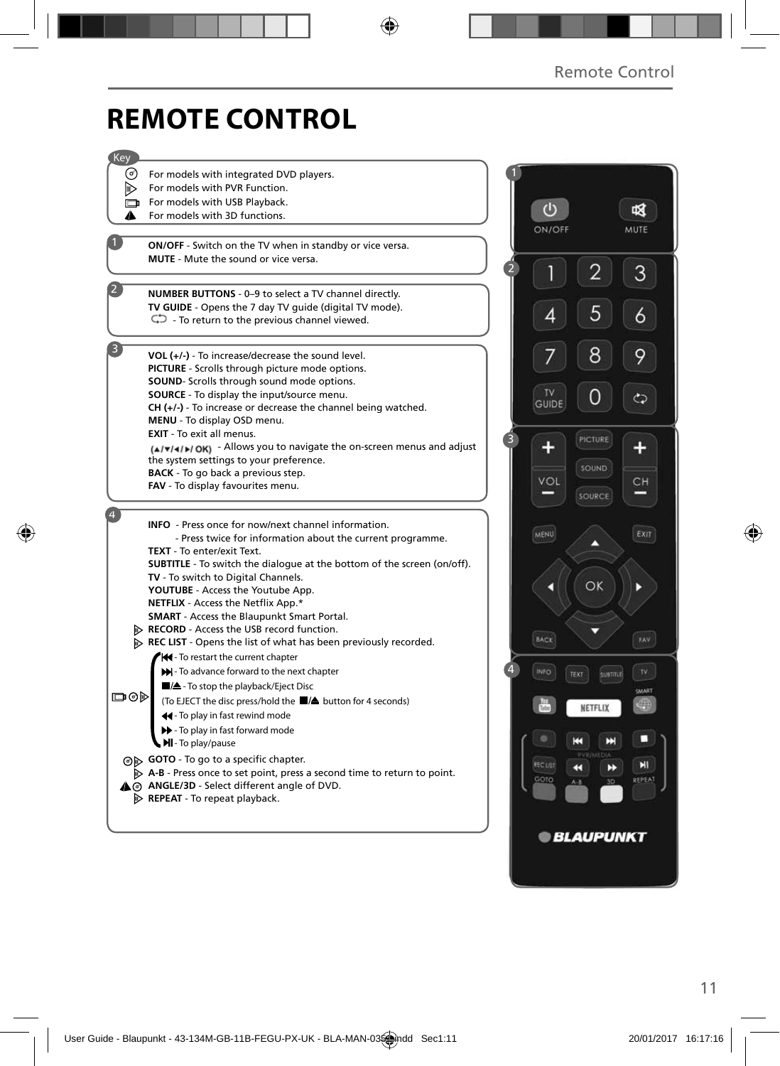# REMOTE CONTROL

**Key**

- For models with integrated DVD players.
- For models with PVR Function.
- For models with USB Playback.
- For models with 3D functions.

**1**

**ON/OFF** - Switch on the TV when in standby or vice versa.
**MUTE** - Mute the sound or vice versa.

**2**

**NUMBER BUTTONS** - 0–9 to select a TV channel directly.
**TV GUIDE** - Opens the 7 day TV guide (digital TV mode).
- To return to the previous channel viewed.

**3**

**VOL (+/-)** - To increase/decrease the sound level.
**PICTURE** - Scrolls through picture mode options.
**SOUND**- Scrolls through sound mode options.
**SOURCE** - To display the input/source menu.
**CH (+/-)** - To increase or decrease the channel being watched.
**MENU** - To display OSD menu.
**EXIT** - To exit all menus.
(▲/▼/◀/▶/ OK) - Allows you to navigate the on-screen menus and adjust the system settings to your preference.
**BACK** - To go back a previous step.
**FAV** - To display favourites menu.

**4**

**INFO** - Press once for now/next channel information.
- Press twice for information about the current programme.
**TEXT** - To enter/exit Text.
**SUBTITLE** - To switch the dialogue at the bottom of the screen (on/off).
**TV** - To switch to Digital Channels.
**YOUTUBE** - Access the Youtube App.
**NETFLIX** - Access the Netflix App.*
**SMART** - Access the Blaupunkt Smart Portal.
**RECORD** - Access the USB record function.
**REC LIST** - Opens the list of what has been previously recorded.

- ⏮ - To restart the current chapter
- ⏭ - To advance forward to the next chapter
- ■/⏏ - To stop the playback/Eject Disc
  (To EJECT the disc press/hold the ■/⏏ button for 4 seconds)
- ◀◀ - To play in fast rewind mode
- ▶▶ - To play in fast forward mode
- ▶❙❙ - To play/pause

**GOTO** - To go to a specific chapter.
**A-B** - Press once to set point, press a second time to return to point.
**ANGLE/3D** - Select different angle of DVD.
**REPEAT** - To repeat playback.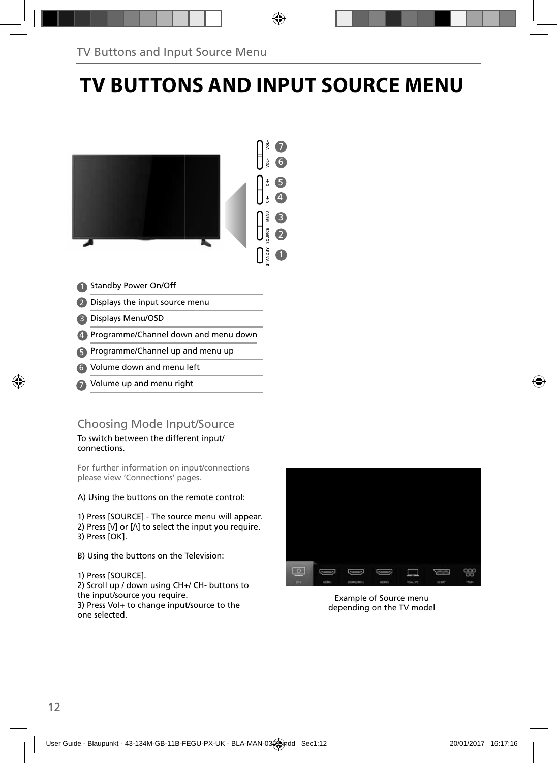# TV BUTTONS AND INPUT SOURCE MENU

1. Standby Power On/Off
2. Displays the input source menu
3. Displays Menu/OSD
4. Programme/Channel down and menu down
5. Programme/Channel up and menu up
6. Volume down and menu left
7. Volume up and menu right

## Choosing Mode Input/Source

To switch between the different input/ connections.

For further information on input/connections please view 'Connections' pages.

A) Using the buttons on the remote control:

1) Press [SOURCE] - The source menu will appear.
2) Press [V] or [Λ] to select the input you require.
3) Press [OK].

B) Using the buttons on the Television:

1) Press [SOURCE].
2) Scroll up / down using CH+/ CH- buttons to the input/source you require.
3) Press Vol+ to change input/source to the one selected.

Example of Source menu depending on the TV model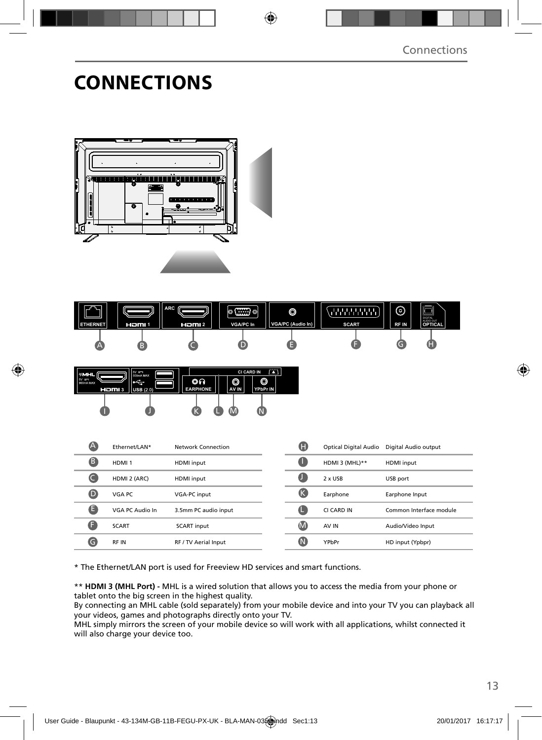# CONNECTIONS

| | | |
|---|---|---|
| A | Ethernet/LAN* | Network Connection |
| B | HDMI 1 | HDMI input |
| C | HDMI 2 (ARC) | HDMI input |
| D | VGA PC | VGA-PC input |
| E | VGA PC Audio In | 3.5mm PC audio input |
| F | SCART | SCART input |
| G | RF IN | RF / TV Aerial Input |
| H | Optical Digital Audio | Digital Audio output |
| I | HDMI 3 (MHL)** | HDMI input |
| J | 2 x USB | USB port |
| K | Earphone | Earphone Input |
| L | CI CARD IN | Common Interface module |
| M | AV IN | Audio/Video Input |
| N | YPbPr | HD input (Ypbpr) |

* The Ethernet/LAN port is used for Freeview HD services and smart functions.

** **HDMI 3 (MHL Port) -** MHL is a wired solution that allows you to access the media from your phone or tablet onto the big screen in the highest quality.
By connecting an MHL cable (sold separately) from your mobile device and into your TV you can playback all your videos, games and photographs directly onto your TV.
MHL simply mirrors the screen of your mobile device so will work with all applications, whilst connected it will also charge your device too.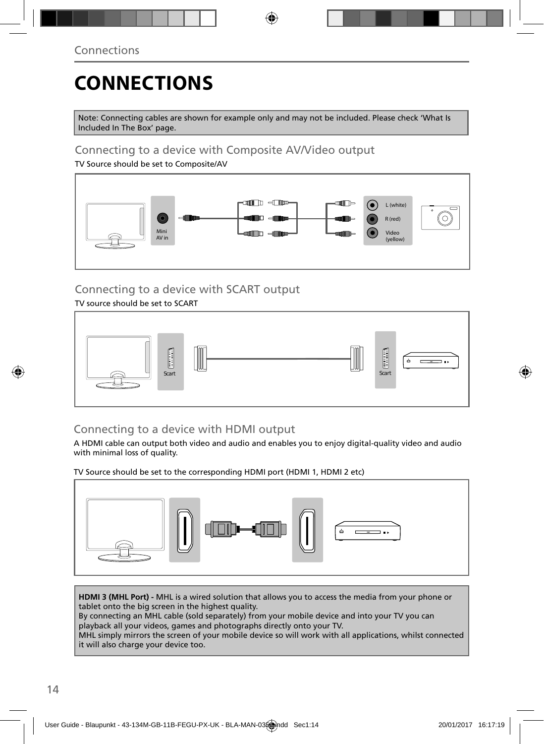# CONNECTIONS

Note: Connecting cables are shown for example only and may not be included. Please check 'What Is Included In The Box' page.

## Connecting to a device with Composite AV/Video output

TV Source should be set to Composite/AV

Mini AV in

L (white)

R (red)

Video (yellow)

## Connecting to a device with SCART output

TV source should be set to SCART

Scart

Scart

## Connecting to a device with HDMI output

A HDMI cable can output both video and audio and enables you to enjoy digital-quality video and audio with minimal loss of quality.

TV Source should be set to the corresponding HDMI port (HDMI 1, HDMI 2 etc)

**HDMI 3 (MHL Port) -** MHL is a wired solution that allows you to access the media from your phone or tablet onto the big screen in the highest quality.
By connecting an MHL cable (sold separately) from your mobile device and into your TV you can playback all your videos, games and photographs directly onto your TV.
MHL simply mirrors the screen of your mobile device so will work with all applications, whilst connected it will also charge your device too.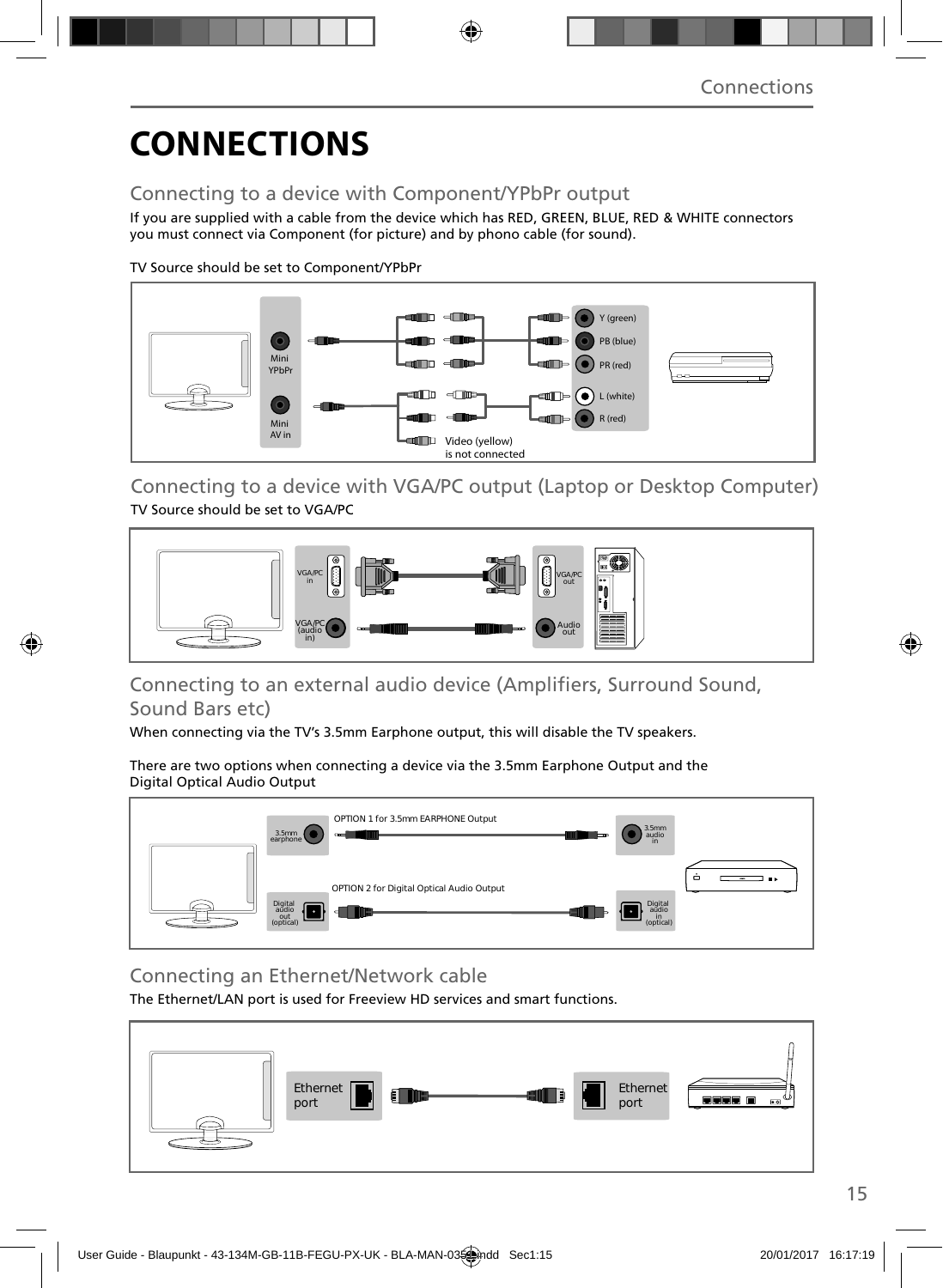# CONNECTIONS

## Connecting to a device with Component/YPbPr output

If you are supplied with a cable from the device which has RED, GREEN, BLUE, RED & WHITE connectors you must connect via Component (for picture) and by phono cable (for sound).

TV Source should be set to Component/YPbPr

Mini YPbPr

Mini AV in

Y (green)

PB (blue)

PR (red)

L (white)

R (red)

Video (yellow) is not connected

## Connecting to a device with VGA/PC output (Laptop or Desktop Computer)

TV Source should be set to VGA/PC

VGA/PC in

VGA/PC (audio in)

VGA/PC out

Audio out

## Connecting to an external audio device (Amplifiers, Surround Sound, Sound Bars etc)

When connecting via the TV's 3.5mm Earphone output, this will disable the TV speakers.

There are two options when connecting a device via the 3.5mm Earphone Output and the Digital Optical Audio Output

OPTION 1 for 3.5mm EARPHONE Output

3.5mm earphone

3.5mm audio in

OPTION 2 for Digital Optical Audio Output

Digital audio out (optical)

Digital audio in (optical)

## Connecting an Ethernet/Network cable

The Ethernet/LAN port is used for Freeview HD services and smart functions.

Ethernet port

Ethernet port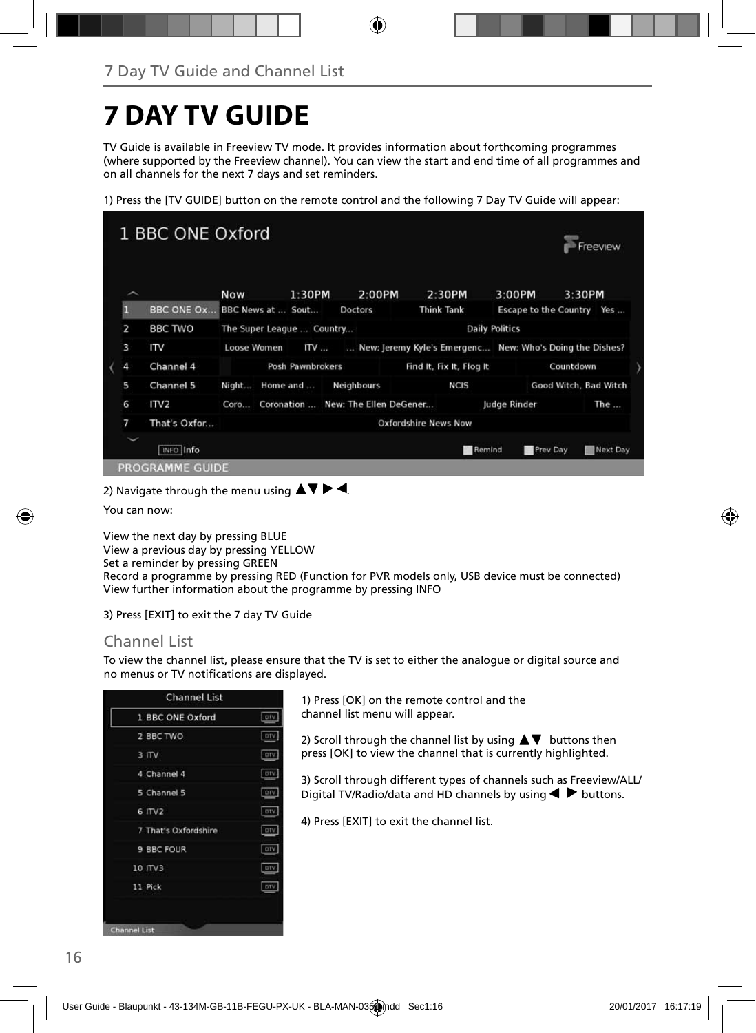## 7 Day TV Guide and Channel List

# 7 DAY TV GUIDE

TV Guide is available in Freeview TV mode. It provides information about forthcoming programmes (where supported by the Freeview channel). You can view the start and end time of all programmes and on all channels for the next 7 days and set reminders.

1) Press the [TV GUIDE] button on the remote control and the following 7 Day TV Guide will appear:

2) Navigate through the menu using ▲▼ ▶ ◀.

You can now:

View the next day by pressing BLUE
View a previous day by pressing YELLOW
Set a reminder by pressing GREEN
Record a programme by pressing RED (Function for PVR models only, USB device must be connected)
View further information about the programme by pressing INFO

3) Press [EXIT] to exit the 7 day TV Guide

## Channel List

To view the channel list, please ensure that the TV is set to either the analogue or digital source and no menus or TV notifications are displayed.

1) Press [OK] on the remote control and the channel list menu will appear.

2) Scroll through the channel list by using ▲▼ buttons then press [OK] to view the channel that is currently highlighted.

3) Scroll through different types of channels such as Freeview/ALL/ Digital TV/Radio/data and HD channels by using ◀ ▶ buttons.

4) Press [EXIT] to exit the channel list.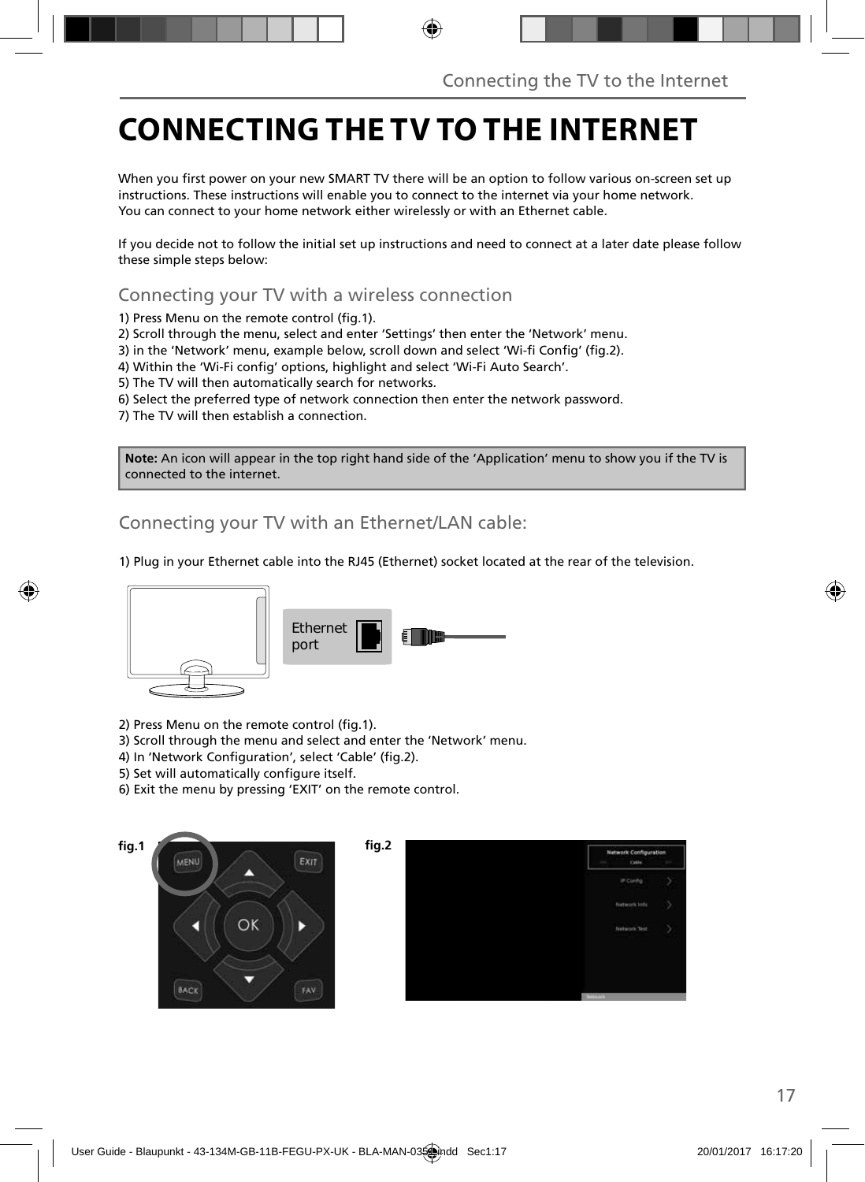# CONNECTING THE TV TO THE INTERNET

When you first power on your new SMART TV there will be an option to follow various on-screen set up instructions. These instructions will enable you to connect to the internet via your home network. You can connect to your home network either wirelessly or with an Ethernet cable.

If you decide not to follow the initial set up instructions and need to connect at a later date please follow these simple steps below:

## Connecting your TV with a wireless connection

1) Press Menu on the remote control (fig.1).
2) Scroll through the menu, select and enter 'Settings' then enter the 'Network' menu.
3) in the 'Network' menu, example below, scroll down and select 'Wi-fi Config' (fig.2).
4) Within the 'Wi-Fi config' options, highlight and select 'Wi-Fi Auto Search'.
5) The TV will then automatically search for networks.
6) Select the preferred type of network connection then enter the network password.
7) The TV will then establish a connection.

**Note:** An icon will appear in the top right hand side of the 'Application' menu to show you if the TV is connected to the internet.

## Connecting your TV with an Ethernet/LAN cable:

1) Plug in your Ethernet cable into the RJ45 (Ethernet) socket located at the rear of the television.

Ethernet port

2) Press Menu on the remote control (fig.1).
3) Scroll through the menu and select and enter the 'Network' menu.
4) In 'Network Configuration', select 'Cable' (fig.2).
5) Set will automatically configure itself.
6) Exit the menu by pressing 'EXIT' on the remote control.

fig.1

fig.2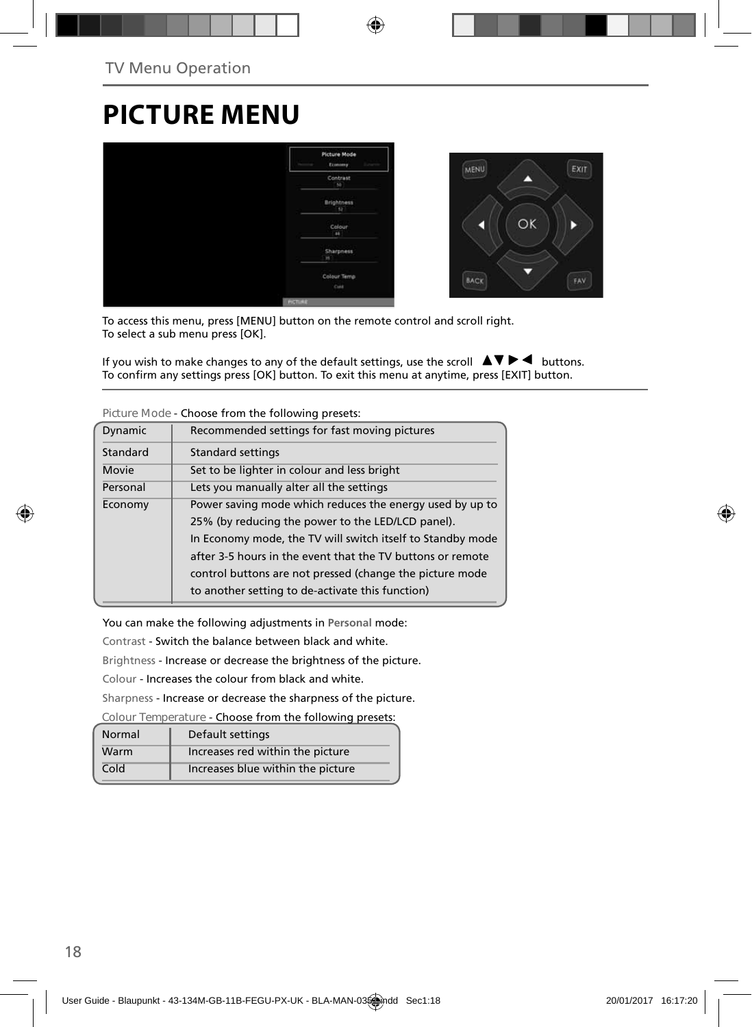# PICTURE MENU

To access this menu, press [MENU] button on the remote control and scroll right.
To select a sub menu press [OK].

If you wish to make changes to any of the default settings, use the scroll ▲▼▶◀ buttons.
To confirm any settings press [OK] button. To exit this menu at anytime, press [EXIT] button.

Picture Mode - Choose from the following presets:

| | |
|---|---|
| Dynamic | Recommended settings for fast moving pictures |
| Standard | Standard settings |
| Movie | Set to be lighter in colour and less bright |
| Personal | Lets you manually alter all the settings |
| Economy | Power saving mode which reduces the energy used by up to 25% (by reducing the power to the LED/LCD panel). In Economy mode, the TV will switch itself to Standby mode after 3-5 hours in the event that the TV buttons or remote control buttons are not pressed (change the picture mode to another setting to de-activate this function) |

You can make the following adjustments in **Personal** mode:

Contrast - Switch the balance between black and white.

Brightness - Increase or decrease the brightness of the picture.

Colour - Increases the colour from black and white.

Sharpness - Increase or decrease the sharpness of the picture.

Colour Temperature - Choose from the following presets:

| | |
|---|---|
| Normal | Default settings |
| Warm | Increases red within the picture |
| Cold | Increases blue within the picture |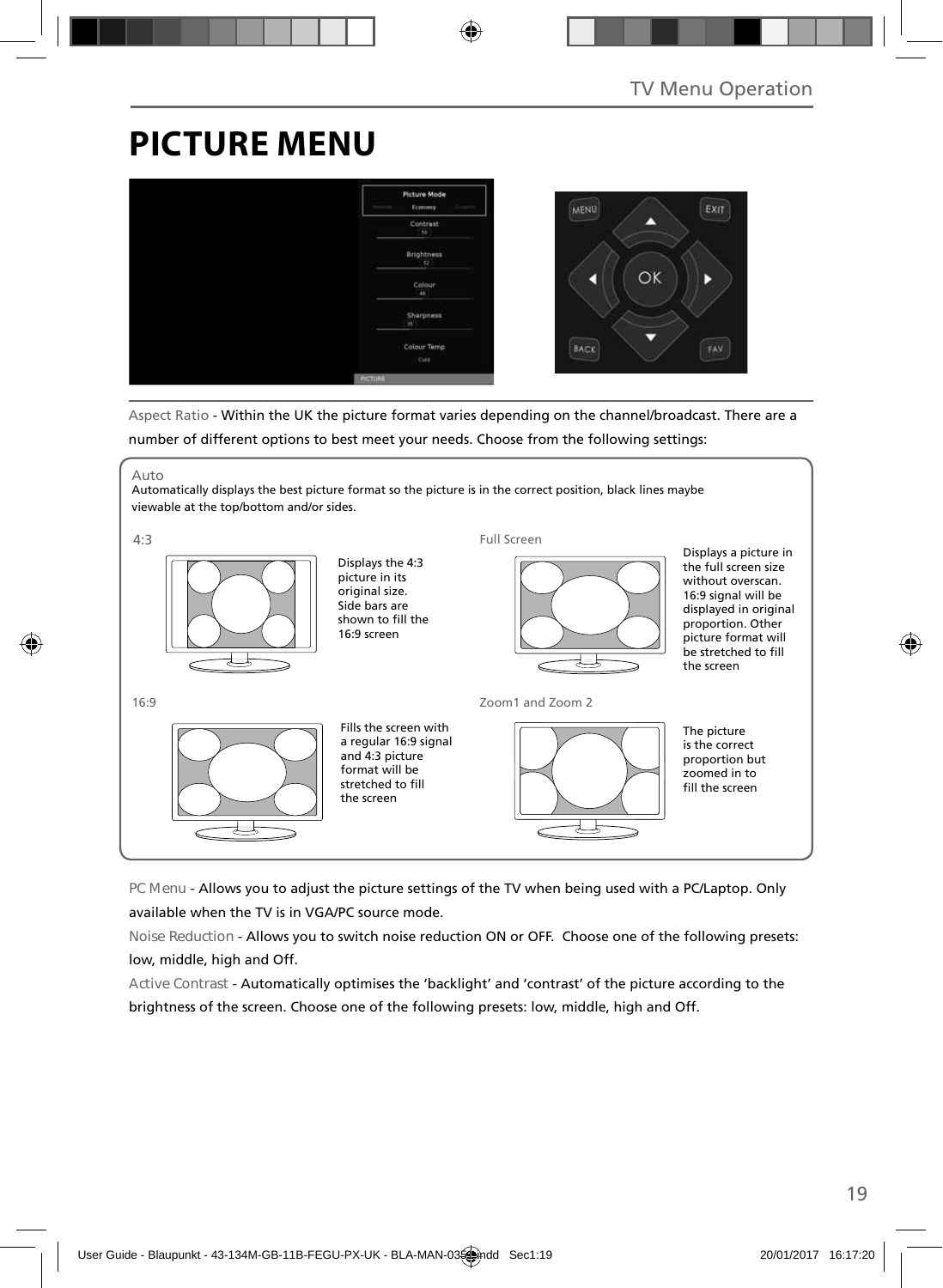# PICTURE MENU

Aspect Ratio - Within the UK the picture format varies depending on the channel/broadcast. There are a number of different options to best meet your needs. Choose from the following settings:

Auto
Automatically displays the best picture format so the picture is in the correct position, black lines maybe viewable at the top/bottom and/or sides.

4:3

Displays the 4:3 picture in its original size. Side bars are shown to fill the 16:9 screen

Full Screen

Displays a picture in the full screen size without overscan. 16:9 signal will be displayed in original proportion. Other picture format will be stretched to fill the screen

16:9

Fills the screen with a regular 16:9 signal and 4:3 picture format will be stretched to fill the screen

Zoom1 and Zoom 2

The picture is the correct proportion but zoomed in to fill the screen

PC Menu - Allows you to adjust the picture settings of the TV when being used with a PC/Laptop. Only available when the TV is in VGA/PC source mode.

Noise Reduction - Allows you to switch noise reduction ON or OFF. Choose one of the following presets: low, middle, high and Off.

Active Contrast - Automatically optimises the 'backlight' and 'contrast' of the picture according to the brightness of the screen. Choose one of the following presets: low, middle, high and Off.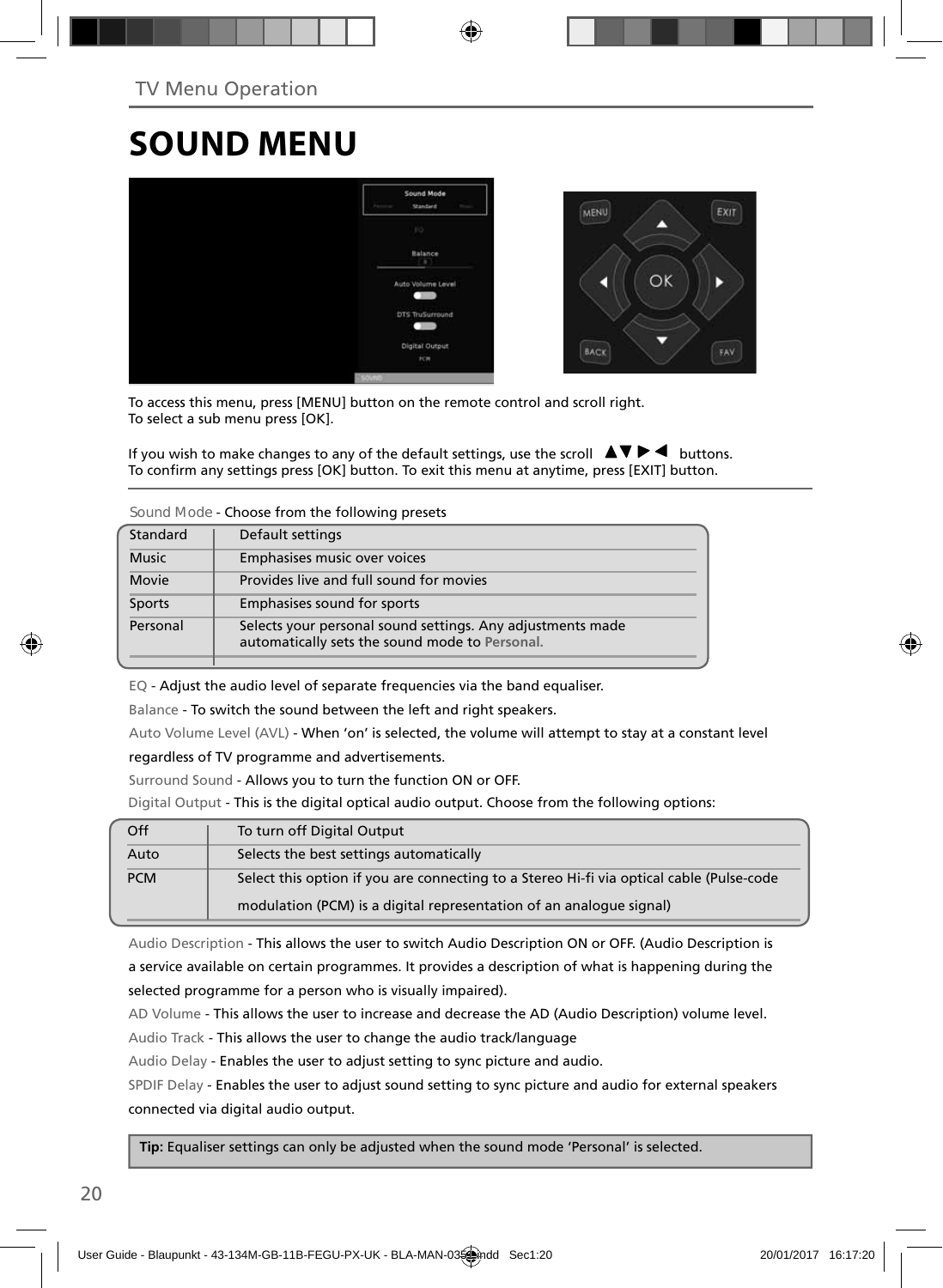TV Menu Operation

# SOUND MENU

To access this menu, press [MENU] button on the remote control and scroll right.
To select a sub menu press [OK].

If you wish to make changes to any of the default settings, use the scroll ▲▼▶◀ buttons.
To confirm any settings press [OK] button. To exit this menu at anytime, press [EXIT] button.

Sound Mode - Choose from the following presets

| | |
|---|---|
| Standard | Default settings |
| Music | Emphasises music over voices |
| Movie | Provides live and full sound for movies |
| Sports | Emphasises sound for sports |
| Personal | Selects your personal sound settings. Any adjustments made automatically sets the sound mode to **Personal.** |

EQ - Adjust the audio level of separate frequencies via the band equaliser.

Balance - To switch the sound between the left and right speakers.

Auto Volume Level (AVL) - When 'on' is selected, the volume will attempt to stay at a constant level regardless of TV programme and advertisements.

Surround Sound - Allows you to turn the function ON or OFF.

Digital Output - This is the digital optical audio output. Choose from the following options:

| | |
|---|---|
| Off | To turn off Digital Output |
| Auto | Selects the best settings automatically |
| PCM | Select this option if you are connecting to a Stereo Hi-fi via optical cable (Pulse-code modulation (PCM) is a digital representation of an analogue signal) |

Audio Description - This allows the user to switch Audio Description ON or OFF. (Audio Description is a service available on certain programmes. It provides a description of what is happening during the selected programme for a person who is visually impaired).

AD Volume - This allows the user to increase and decrease the AD (Audio Description) volume level.

Audio Track - This allows the user to change the audio track/language

Audio Delay - Enables the user to adjust setting to sync picture and audio.

SPDIF Delay - Enables the user to adjust sound setting to sync picture and audio for external speakers connected via digital audio output.

**Tip:** Equaliser settings can only be adjusted when the sound mode 'Personal' is selected.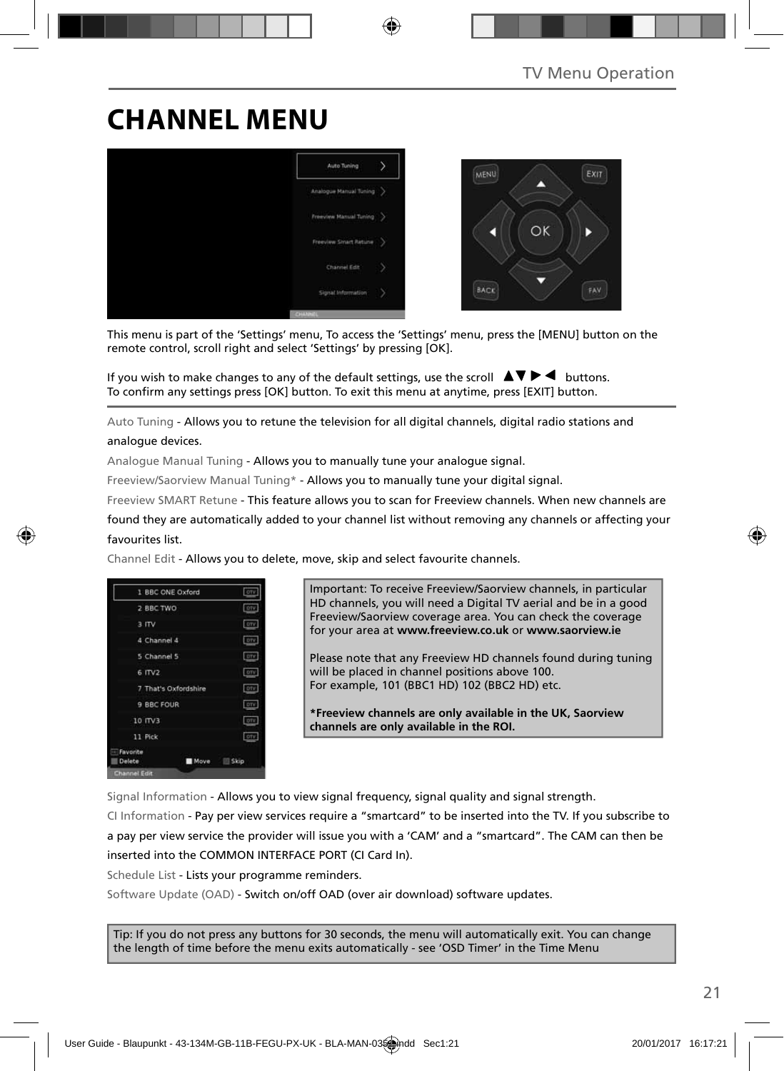# CHANNEL MENU

This menu is part of the 'Settings' menu, To access the 'Settings' menu, press the [MENU] button on the remote control, scroll right and select 'Settings' by pressing [OK].

If you wish to make changes to any of the default settings, use the scroll ▲▼▶◀ buttons.
To confirm any settings press [OK] button. To exit this menu at anytime, press [EXIT] button.

Auto Tuning - Allows you to retune the television for all digital channels, digital radio stations and analogue devices.

Analogue Manual Tuning - Allows you to manually tune your analogue signal.

Freeview/Saorview Manual Tuning* - Allows you to manually tune your digital signal.

Freeview SMART Retune - This feature allows you to scan for Freeview channels. When new channels are found they are automatically added to your channel list without removing any channels or affecting your favourites list.

Channel Edit - Allows you to delete, move, skip and select favourite channels.

Important: To receive Freeview/Saorview channels, in particular HD channels, you will need a Digital TV aerial and be in a good Freeview/Saorview coverage area. You can check the coverage for your area at **www.freeview.co.uk** or **www.saorview.ie**

Please note that any Freeview HD channels found during tuning will be placed in channel positions above 100.
For example, 101 (BBC1 HD) 102 (BBC2 HD) etc.

**\*Freeview channels are only available in the UK, Saorview channels are only available in the ROI.**

Signal Information - Allows you to view signal frequency, signal quality and signal strength.

CI Information - Pay per view services require a "smartcard" to be inserted into the TV. If you subscribe to a pay per view service the provider will issue you with a 'CAM' and a "smartcard". The CAM can then be inserted into the COMMON INTERFACE PORT (CI Card In).

Schedule List - Lists your programme reminders.

Software Update (OAD) - Switch on/off OAD (over air download) software updates.

Tip: If you do not press any buttons for 30 seconds, the menu will automatically exit. You can change the length of time before the menu exits automatically - see 'OSD Timer' in the Time Menu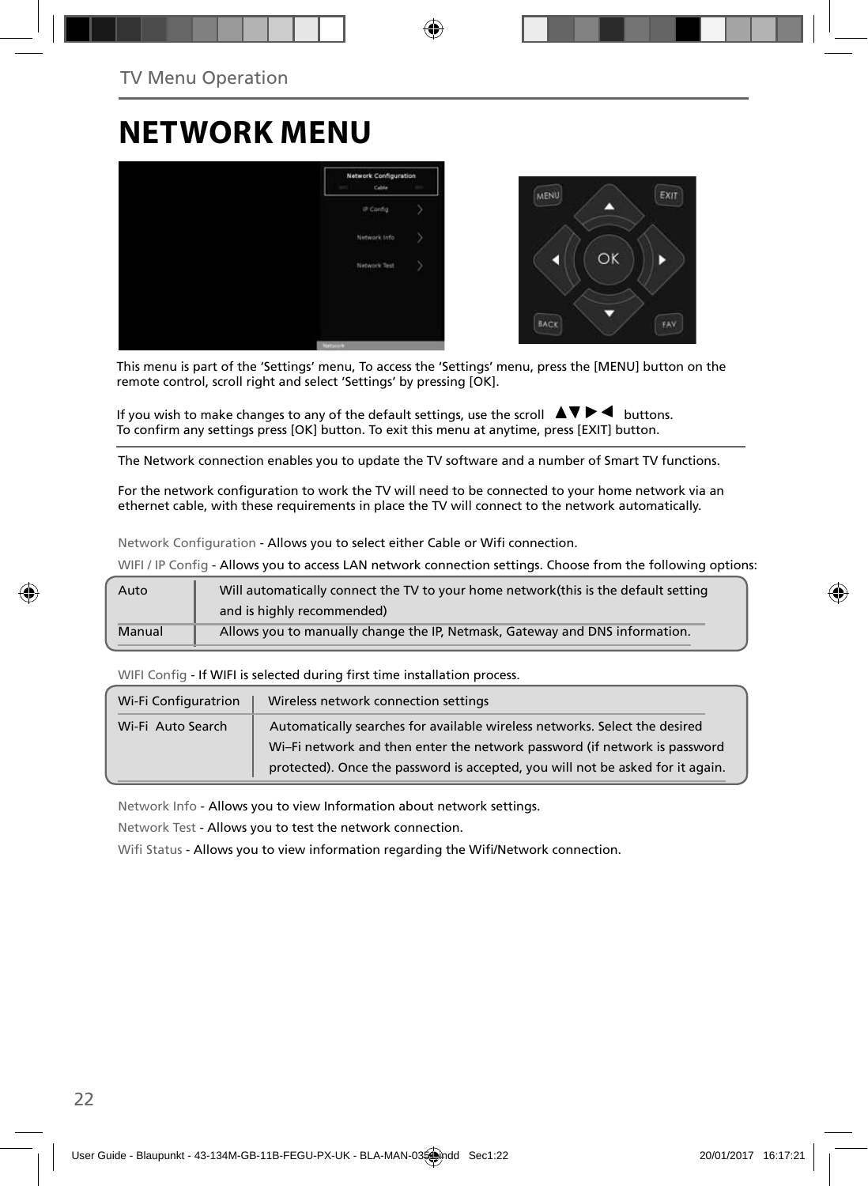TV Menu Operation

# NETWORK MENU

This menu is part of the 'Settings' menu, To access the 'Settings' menu, press the [MENU] button on the remote control, scroll right and select 'Settings' by pressing [OK].

If you wish to make changes to any of the default settings, use the scroll ▲▼▶◀ buttons. To confirm any settings press [OK] button. To exit this menu at anytime, press [EXIT] button.

The Network connection enables you to update the TV software and a number of Smart TV functions.

For the network configuration to work the TV will need to be connected to your home network via an ethernet cable, with these requirements in place the TV will connect to the network automatically.

Network Configuration - Allows you to select either Cable or Wifi connection.

WIFI / IP Config - Allows you to access LAN network connection settings. Choose from the following options:

| Auto | Will automatically connect the TV to your home network(this is the default setting and is highly recommended) |
|---|---|
| Manual | Allows you to manually change the IP, Netmask, Gateway and DNS information. |

WIFI Config - If WIFI is selected during first time installation process.

| Wi-Fi Configuratrion | Wireless network connection settings |
|---|---|
| Wi-Fi Auto Search | Automatically searches for available wireless networks. Select the desired Wi–Fi network and then enter the network password (if network is password protected). Once the password is accepted, you will not be asked for it again. |

Network Info - Allows you to view Information about network settings.

Network Test - Allows you to test the network connection.

Wifi Status - Allows you to view information regarding the Wifi/Network connection.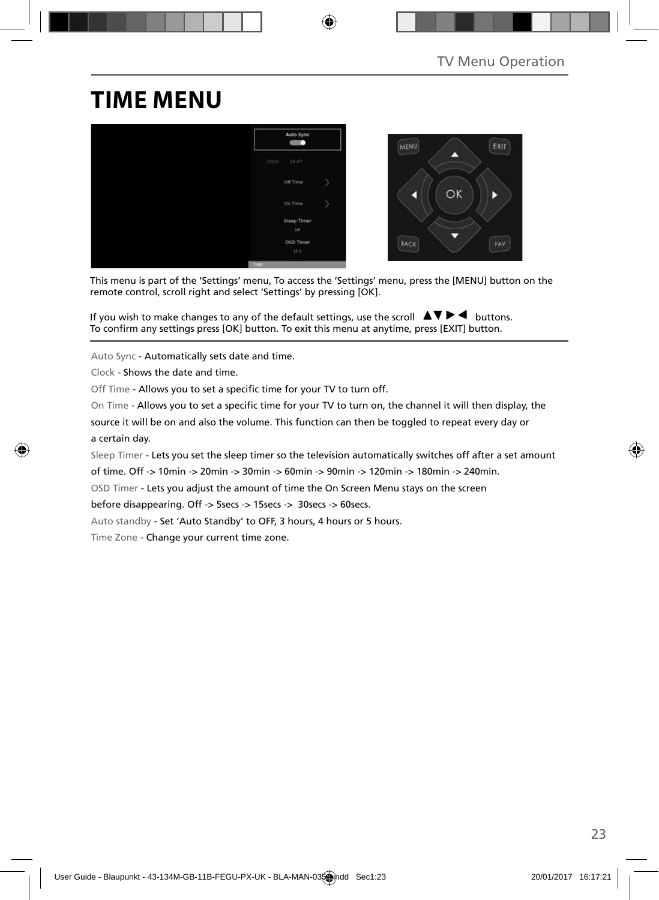# TIME MENU

This menu is part of the 'Settings' menu, To access the 'Settings' menu, press the [MENU] button on the remote control, scroll right and select 'Settings' by pressing [OK].

If you wish to make changes to any of the default settings, use the scroll ▲▼▶◀ buttons.
To confirm any settings press [OK] button. To exit this menu at anytime, press [EXIT] button.

Auto Sync - Automatically sets date and time.

Clock - Shows the date and time.

Off Time - Allows you to set a specific time for your TV to turn off.

On Time - Allows you to set a specific time for your TV to turn on, the channel it will then display, the source it will be on and also the volume. This function can then be toggled to repeat every day or a certain day.

Sleep Timer - Lets you set the sleep timer so the television automatically switches off after a set amount of time. Off -> 10min -> 20min -> 30min -> 60min -> 90min -> 120min -> 180min -> 240min.

OSD Timer - Lets you adjust the amount of time the On Screen Menu stays on the screen before disappearing. Off -> 5secs -> 15secs -> 30secs -> 60secs.

Auto standby - Set 'Auto Standby' to OFF, 3 hours, 4 hours or 5 hours.

Time Zone - Change your current time zone.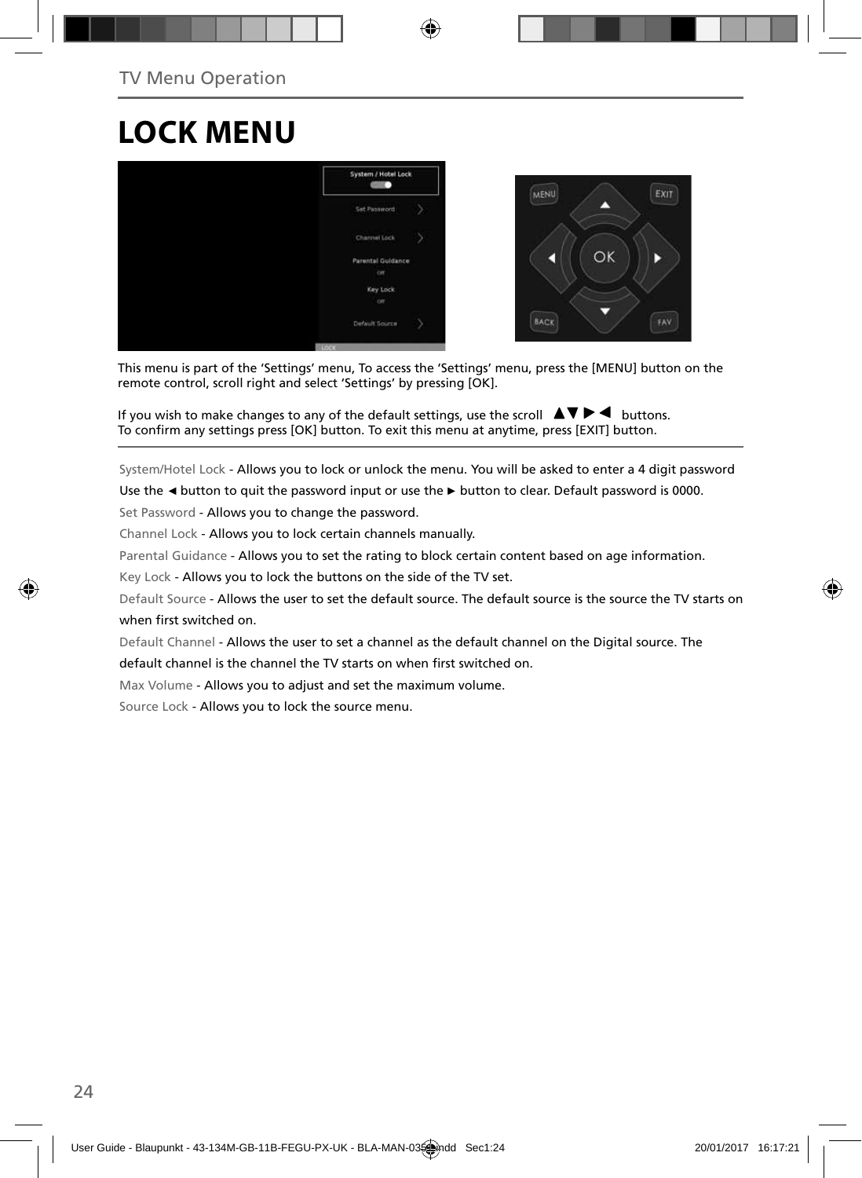TV Menu Operation

# LOCK MENU

This menu is part of the 'Settings' menu, To access the 'Settings' menu, press the [MENU] button on the remote control, scroll right and select 'Settings' by pressing [OK].

If you wish to make changes to any of the default settings, use the scroll ▲▼ ► ◄ buttons.
To confirm any settings press [OK] button. To exit this menu at anytime, press [EXIT] button.

System/Hotel Lock - Allows you to lock or unlock the menu. You will be asked to enter a 4 digit password Use the ◄ button to quit the password input or use the ► button to clear. Default password is 0000.

Set Password - Allows you to change the password.

Channel Lock - Allows you to lock certain channels manually.

Parental Guidance - Allows you to set the rating to block certain content based on age information.

Key Lock - Allows you to lock the buttons on the side of the TV set.

Default Source - Allows the user to set the default source. The default source is the source the TV starts on when first switched on.

Default Channel - Allows the user to set a channel as the default channel on the Digital source. The default channel is the channel the TV starts on when first switched on.

Max Volume - Allows you to adjust and set the maximum volume.

Source Lock - Allows you to lock the source menu.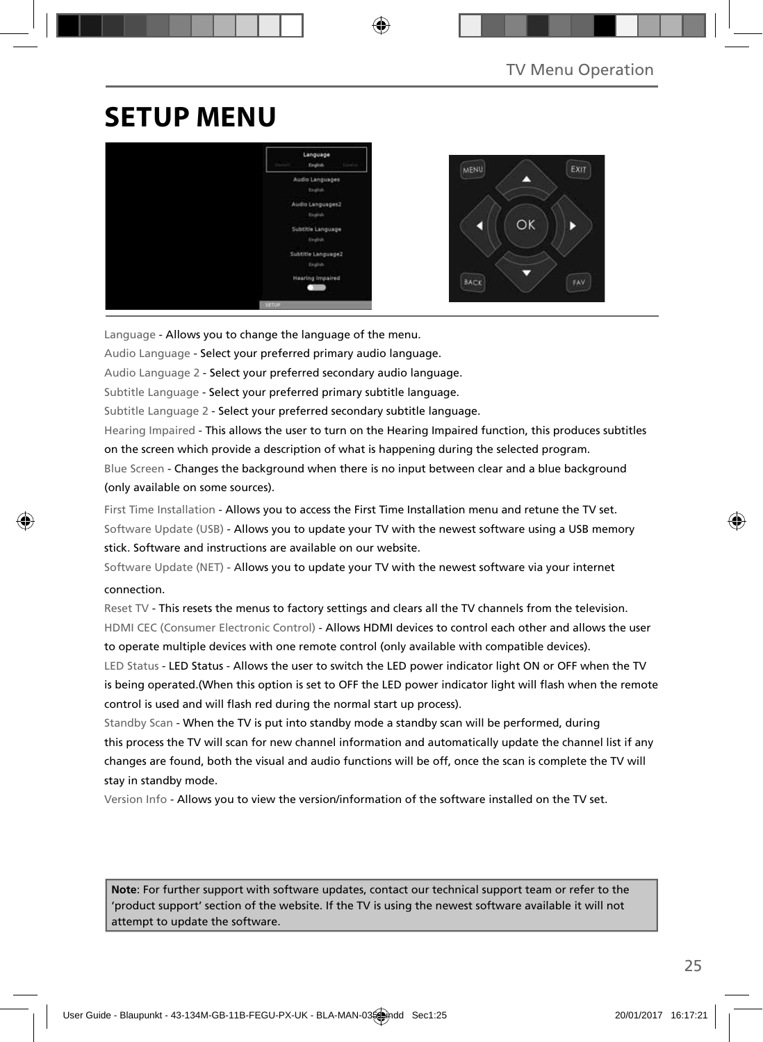# SETUP MENU

Language - Allows you to change the language of the menu.

Audio Language - Select your preferred primary audio language.

Audio Language 2 - Select your preferred secondary audio language.

Subtitle Language - Select your preferred primary subtitle language.

Subtitle Language 2 - Select your preferred secondary subtitle language.

Hearing Impaired - This allows the user to turn on the Hearing Impaired function, this produces subtitles on the screen which provide a description of what is happening during the selected program.

Blue Screen - Changes the background when there is no input between clear and a blue background (only available on some sources).

First Time Installation - Allows you to access the First Time Installation menu and retune the TV set.

Software Update (USB) - Allows you to update your TV with the newest software using a USB memory stick. Software and instructions are available on our website.

Software Update (NET) - Allows you to update your TV with the newest software via your internet connection.

Reset TV - This resets the menus to factory settings and clears all the TV channels from the television.

HDMI CEC (Consumer Electronic Control) - Allows HDMI devices to control each other and allows the user to operate multiple devices with one remote control (only available with compatible devices).

LED Status - LED Status - Allows the user to switch the LED power indicator light ON or OFF when the TV is being operated.(When this option is set to OFF the LED power indicator light will flash when the remote control is used and will flash red during the normal start up process).

Standby Scan - When the TV is put into standby mode a standby scan will be performed, during this process the TV will scan for new channel information and automatically update the channel list if any changes are found, both the visual and audio functions will be off, once the scan is complete the TV will stay in standby mode.

Version Info - Allows you to view the version/information of the software installed on the TV set.

**Note**: For further support with software updates, contact our technical support team or refer to the 'product support' section of the website. If the TV is using the newest software available it will not attempt to update the software.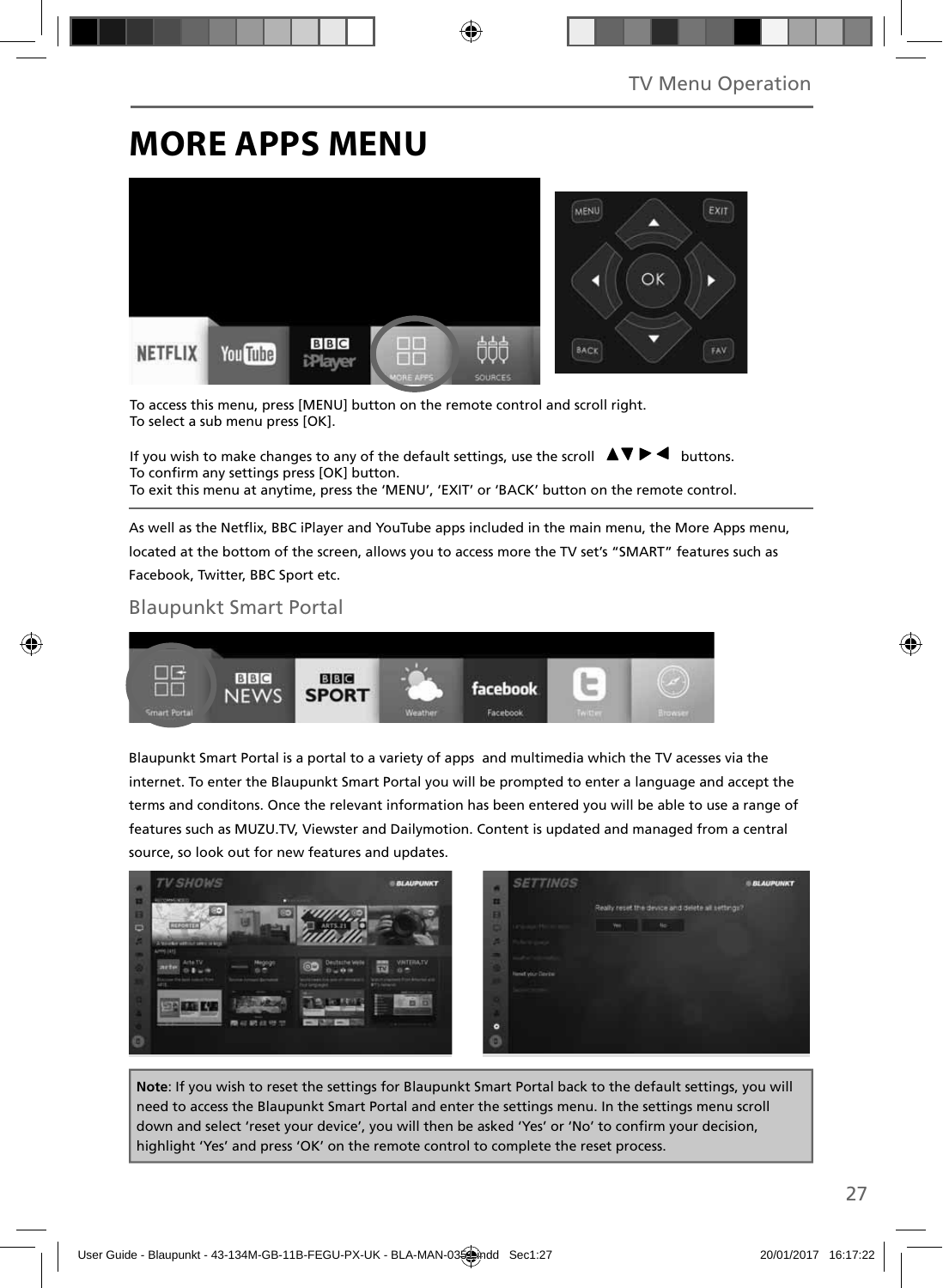# MORE APPS MENU

To access this menu, press [MENU] button on the remote control and scroll right.
To select a sub menu press [OK].

If you wish to make changes to any of the default settings, use the scroll ▲▼►◄ buttons.
To confirm any settings press [OK] button.
To exit this menu at anytime, press the 'MENU', 'EXIT' or 'BACK' button on the remote control.

As well as the Netflix, BBC iPlayer and YouTube apps included in the main menu, the More Apps menu, located at the bottom of the screen, allows you to access more the TV set's "SMART" features such as Facebook, Twitter, BBC Sport etc.

## Blaupunkt Smart Portal

Blaupunkt Smart Portal is a portal to a variety of apps and multimedia which the TV acesses via the internet. To enter the Blaupunkt Smart Portal you will be prompted to enter a language and accept the terms and conditons. Once the relevant information has been entered you will be able to use a range of features such as MUZU.TV, Viewster and Dailymotion. Content is updated and managed from a central source, so look out for new features and updates.

**Note**: If you wish to reset the settings for Blaupunkt Smart Portal back to the default settings, you will need to access the Blaupunkt Smart Portal and enter the settings menu. In the settings menu scroll down and select 'reset your device', you will then be asked 'Yes' or 'No' to confirm your decision, highlight 'Yes' and press 'OK' on the remote control to complete the reset process.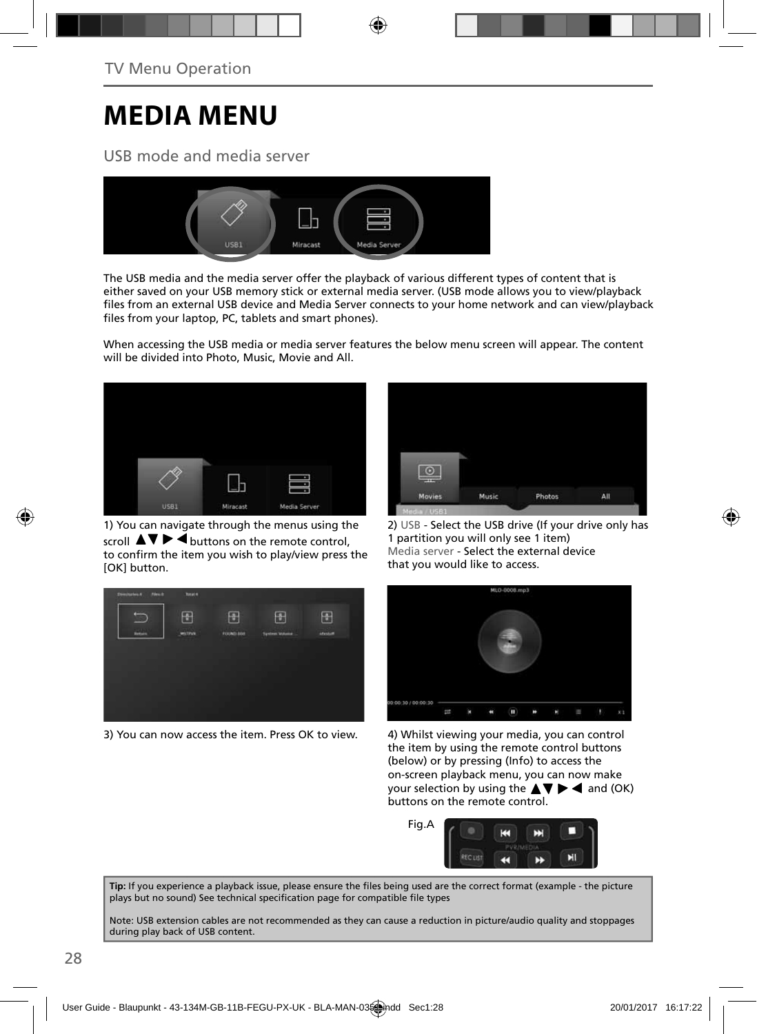TV Menu Operation

# MEDIA MENU

## USB mode and media server

The USB media and the media server offer the playback of various different types of content that is either saved on your USB memory stick or external media server. (USB mode allows you to view/playback files from an external USB device and Media Server connects to your home network and can view/playback files from your laptop, PC, tablets and smart phones).

When accessing the USB media or media server features the below menu screen will appear. The content will be divided into Photo, Music, Movie and All.

1) You can navigate through the menus using the scroll ▲▼ ▶ ◀ buttons on the remote control, to confirm the item you wish to play/view press the [OK] button.

2) USB - Select the USB drive (If your drive only has 1 partition you will only see 1 item)
Media server - Select the external device that you would like to access.

3) You can now access the item. Press OK to view.

4) Whilst viewing your media, you can control the item by using the remote control buttons (below) or by pressing (Info) to access the on-screen playback menu, you can now make your selection by using the ▲▼ ▶ ◀ and (OK) buttons on the remote control.

Fig.A

**Tip:** If you experience a playback issue, please ensure the files being used are the correct format (example - the picture plays but no sound) See technical specification page for compatible file types

Note: USB extension cables are not recommended as they can cause a reduction in picture/audio quality and stoppages during play back of USB content.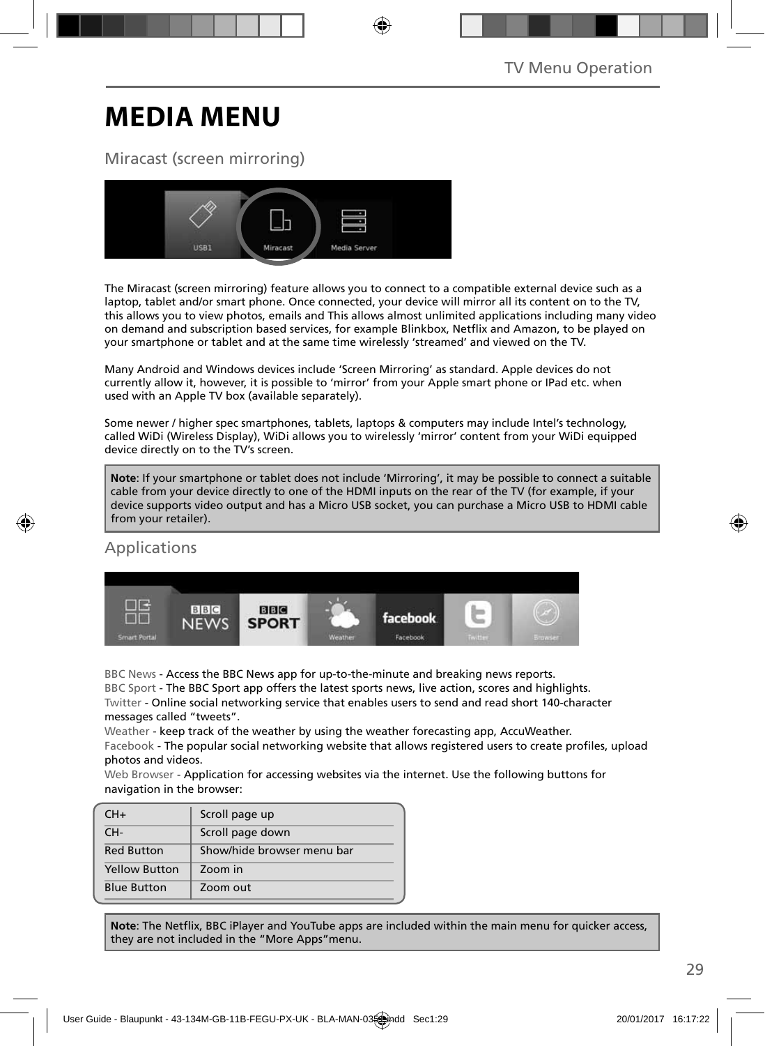# MEDIA MENU

## Miracast (screen mirroring)

The Miracast (screen mirroring) feature allows you to connect to a compatible external device such as a laptop, tablet and/or smart phone. Once connected, your device will mirror all its content on to the TV, this allows you to view photos, emails and This allows almost unlimited applications including many video on demand and subscription based services, for example Blinkbox, Netflix and Amazon, to be played on your smartphone or tablet and at the same time wirelessly 'streamed' and viewed on the TV.

Many Android and Windows devices include 'Screen Mirroring' as standard. Apple devices do not currently allow it, however, it is possible to 'mirror' from your Apple smart phone or IPad etc. when used with an Apple TV box (available separately).

Some newer / higher spec smartphones, tablets, laptops & computers may include Intel's technology, called WiDi (Wireless Display), WiDi allows you to wirelessly 'mirror' content from your WiDi equipped device directly on to the TV's screen.

**Note**: If your smartphone or tablet does not include 'Mirroring', it may be possible to connect a suitable cable from your device directly to one of the HDMI inputs on the rear of the TV (for example, if your device supports video output and has a Micro USB socket, you can purchase a Micro USB to HDMI cable from your retailer).

## Applications

BBC News - Access the BBC News app for up-to-the-minute and breaking news reports.
BBC Sport - The BBC Sport app offers the latest sports news, live action, scores and highlights.
Twitter - Online social networking service that enables users to send and read short 140-character messages called "tweets".
Weather - keep track of the weather by using the weather forecasting app, AccuWeather.
Facebook - The popular social networking website that allows registered users to create profiles, upload photos and videos.
Web Browser - Application for accessing websites via the internet. Use the following buttons for navigation in the browser:

| | |
|---|---|
| CH+ | Scroll page up |
| CH- | Scroll page down |
| Red Button | Show/hide browser menu bar |
| Yellow Button | Zoom in |
| Blue Button | Zoom out |

**Note**: The Netflix, BBC iPlayer and YouTube apps are included within the main menu for quicker access, they are not included in the "More Apps"menu.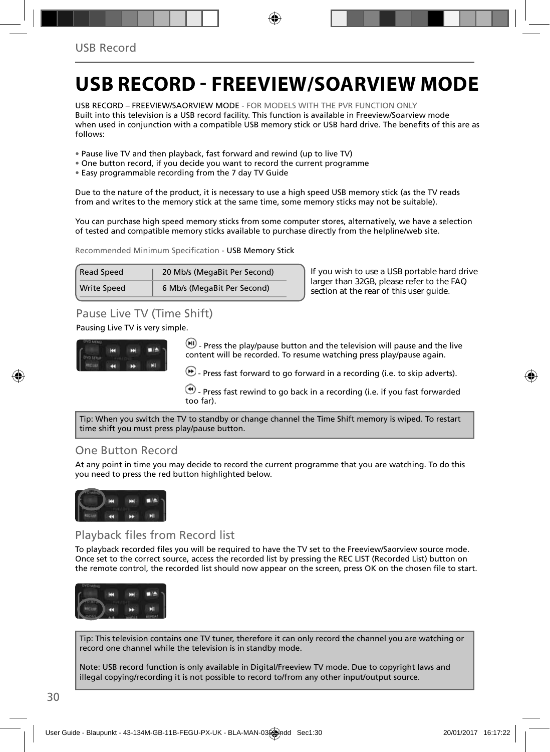# USB RECORD - FREEVIEW/SOARVIEW MODE

USB RECORD – FREEVIEW/SAORVIEW MODE - FOR MODELS WITH THE PVR FUNCTION ONLY
Built into this television is a USB record facility. This function is available in Freeview/Soarview mode when used in conjunction with a compatible USB memory stick or USB hard drive. The benefits of this are as follows:

- Pause live TV and then playback, fast forward and rewind (up to live TV)
- One button record, if you decide you want to record the current programme
- Easy programmable recording from the 7 day TV Guide

Due to the nature of the product, it is necessary to use a high speed USB memory stick (as the TV reads from and writes to the memory stick at the same time, some memory sticks may not be suitable).

You can purchase high speed memory sticks from some computer stores, alternatively, we have a selection of tested and compatible memory sticks available to purchase directly from the helpline/web site.

Recommended Minimum Specification - USB Memory Stick

| Read Speed | 20 Mb/s (MegaBit Per Second) |
|---|---|
| Write Speed | 6 Mb/s (MegaBit Per Second) |

If you wish to use a USB portable hard drive larger than 32GB, please refer to the FAQ section at the rear of this user guide.

## Pause Live TV (Time Shift)

Pausing Live TV is very simple.

- Press the play/pause button and the television will pause and the live content will be recorded. To resume watching press play/pause again.

- Press fast forward to go forward in a recording (i.e. to skip adverts).

- Press fast rewind to go back in a recording (i.e. if you fast forwarded too far).

Tip: When you switch the TV to standby or change channel the Time Shift memory is wiped. To restart time shift you must press play/pause button.

## One Button Record

At any point in time you may decide to record the current programme that you are watching. To do this you need to press the red button highlighted below.

## Playback files from Record list

To playback recorded files you will be required to have the TV set to the Freeview/Saorview source mode. Once set to the correct source, access the recorded list by pressing the REC LIST (Recorded List) button on the remote control, the recorded list should now appear on the screen, press OK on the chosen file to start.

Tip: This television contains one TV tuner, therefore it can only record the channel you are watching or record one channel while the television is in standby mode.

Note: USB record function is only available in Digital/Freeview TV mode. Due to copyright laws and illegal copying/recording it is not possible to record to/from any other input/output source.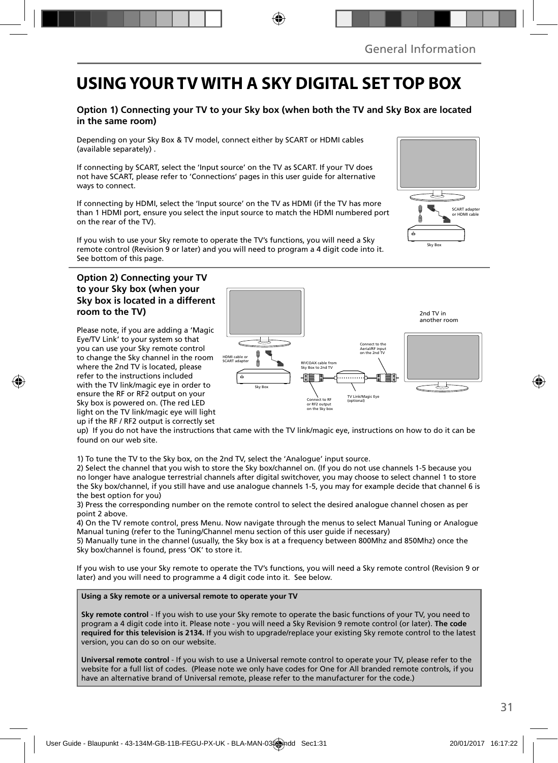General Information

# USING YOUR TV WITH A SKY DIGITAL SET TOP BOX

### Option 1) Connecting your TV to your Sky box (when both the TV and Sky Box are located in the same room)

Depending on your Sky Box & TV model, connect either by SCART or HDMI cables (available separately) .

If connecting by SCART, select the 'Input source' on the TV as SCART. If your TV does not have SCART, please refer to 'Connections' pages in this user guide for alternative ways to connect.

If connecting by HDMI, select the 'Input source' on the TV as HDMI (if the TV has more than 1 HDMI port, ensure you select the input source to match the HDMI numbered port on the rear of the TV).

If you wish to use your Sky remote to operate the TV's functions, you will need a Sky remote control (Revision 9 or later) and you will need to program a 4 digit code into it. See bottom of this page.

SCART adapter or HDMI cable

Sky Box

### Option 2) Connecting your TV to your Sky box (when your Sky box is located in a different room to the TV)

Please note, if you are adding a 'Magic Eye/TV Link' to your system so that you can use your Sky remote control to change the Sky channel in the room where the 2nd TV is located, please refer to the instructions included with the TV link/magic eye in order to ensure the RF or RF2 output on your Sky box is powered on. (The red LED light on the TV link/magic eye will light up if the RF / RF2 output is correctly set up) If you do not have the instructions that came with the TV link/magic eye, instructions on how to do it can be found on our web site.

HDMI cable or SCART adapter

Sky Box

RF/COAX cable from Sky Box to 2nd TV

Connect to RF or RF2 output on the Sky box

TV Link/Magic Eye (optional)

Connect to the Aerial/RF input on the 2nd TV

2nd TV in another room

1) To tune the TV to the Sky box, on the 2nd TV, select the 'Analogue' input source.
2) Select the channel that you wish to store the Sky box/channel on. (If you do not use channels 1-5 because you no longer have analogue terrestrial channels after digital switchover, you may choose to select channel 1 to store the Sky box/channel, if you still have and use analogue channels 1-5, you may for example decide that channel 6 is the best option for you)
3) Press the corresponding number on the remote control to select the desired analogue channel chosen as per point 2 above.
4) On the TV remote control, press Menu. Now navigate through the menus to select Manual Tuning or Analogue Manual tuning (refer to the Tuning/Channel menu section of this user guide if necessary)
5) Manually tune in the channel (usually, the Sky box is at a frequency between 800Mhz and 850Mhz) once the Sky box/channel is found, press 'OK' to store it.

If you wish to use your Sky remote to operate the TV's functions, you will need a Sky remote control (Revision 9 or later) and you will need to programme a 4 digit code into it. See below.

**Using a Sky remote or a universal remote to operate your TV**

**Sky remote control** - If you wish to use your Sky remote to operate the basic functions of your TV, you need to program a 4 digit code into it. Please note - you will need a Sky Revision 9 remote control (or later). **The code required for this television is 2134.** If you wish to upgrade/replace your existing Sky remote control to the latest version, you can do so on our website.

**Universal remote control** - If you wish to use a Universal remote control to operate your TV, please refer to the website for a full list of codes. (Please note we only have codes for One for All branded remote controls, if you have an alternative brand of Universal remote, please refer to the manufacturer for the code.)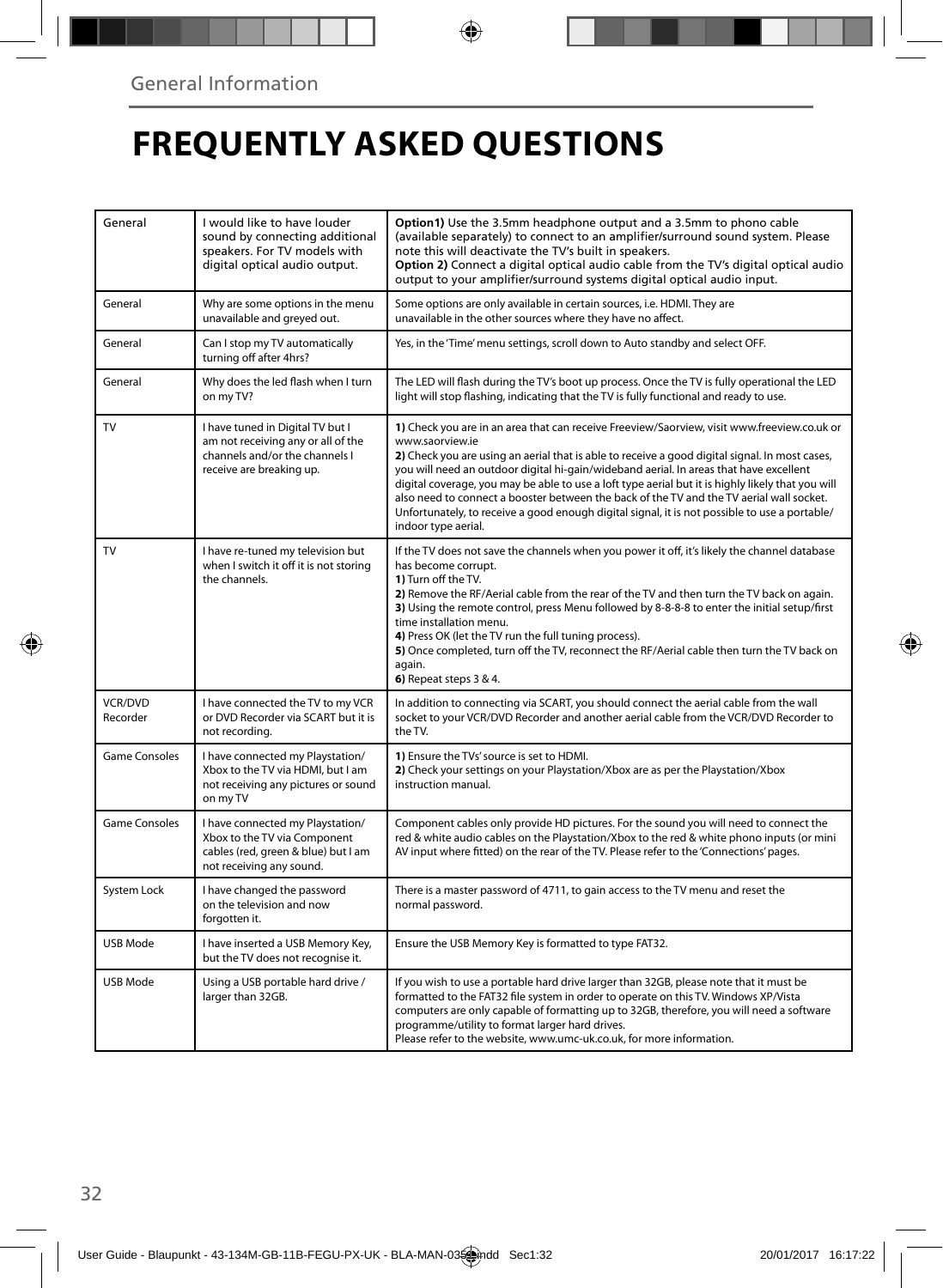## General Information

# FREQUENTLY ASKED QUESTIONS

| | | |
|---|---|---|
| General | I would like to have louder sound by connecting additional speakers. For TV models with digital optical audio output. | **Option1)** Use the 3.5mm headphone output and a 3.5mm to phono cable (available separately) to connect to an amplifier/surround sound system. Please note this will deactivate the TV's built in speakers.<br>**Option 2)** Connect a digital optical audio cable from the TV's digital optical audio output to your amplifier/surround systems digital optical audio input. |
| General | Why are some options in the menu unavailable and greyed out. | Some options are only available in certain sources, i.e. HDMI. They are unavailable in the other sources where they have no affect. |
| General | Can I stop my TV automatically turning off after 4hrs? | Yes, in the 'Time' menu settings, scroll down to Auto standby and select OFF. |
| General | Why does the led flash when I turn on my TV? | The LED will flash during the TV's boot up process. Once the TV is fully operational the LED light will stop flashing, indicating that the TV is fully functional and ready to use. |
| TV | I have tuned in Digital TV but I am not receiving any or all of the channels and/or the channels I receive are breaking up. | **1)** Check you are in an area that can receive Freeview/Saorview, visit www.freeview.co.uk or www.saorview.ie<br>**2)** Check you are using an aerial that is able to receive a good digital signal. In most cases, you will need an outdoor digital hi-gain/wideband aerial. In areas that have excellent digital coverage, you may be able to use a loft type aerial but it is highly likely that you will also need to connect a booster between the back of the TV and the TV aerial wall socket. Unfortunately, to receive a good enough digital signal, it is not possible to use a portable/indoor type aerial. |
| TV | I have re-tuned my television but when I switch it off it is not storing the channels. | If the TV does not save the channels when you power it off, it's likely the channel database has become corrupt.<br>**1)** Turn off the TV.<br>**2)** Remove the RF/Aerial cable from the rear of the TV and then turn the TV back on again.<br>**3)** Using the remote control, press Menu followed by 8-8-8-8 to enter the initial setup/first time installation menu.<br>**4)** Press OK (let the TV run the full tuning process).<br>**5)** Once completed, turn off the TV, reconnect the RF/Aerial cable then turn the TV back on again.<br>**6)** Repeat steps 3 & 4. |
| VCR/DVD Recorder | I have connected the TV to my VCR or DVD Recorder via SCART but it is not recording. | In addition to connecting via SCART, you should connect the aerial cable from the wall socket to your VCR/DVD Recorder and another aerial cable from the VCR/DVD Recorder to the TV. |
| Game Consoles | I have connected my Playstation/Xbox to the TV via HDMI, but I am not receiving any pictures or sound on my TV | **1)** Ensure the TVs' source is set to HDMI.<br>**2)** Check your settings on your Playstation/Xbox are as per the Playstation/Xbox instruction manual. |
| Game Consoles | I have connected my Playstation/Xbox to the TV via Component cables (red, green & blue) but I am not receiving any sound. | Component cables only provide HD pictures. For the sound you will need to connect the red & white audio cables on the Playstation/Xbox to the red & white phono inputs (or mini AV input where fitted) on the rear of the TV. Please refer to the 'Connections' pages. |
| System Lock | I have changed the password on the television and now forgotten it. | There is a master password of 4711, to gain access to the TV menu and reset the normal password. |
| USB Mode | I have inserted a USB Memory Key, but the TV does not recognise it. | Ensure the USB Memory Key is formatted to type FAT32. |
| USB Mode | Using a USB portable hard drive / larger than 32GB. | If you wish to use a portable hard drive larger than 32GB, please note that it must be formatted to the FAT32 file system in order to operate on this TV. Windows XP/Vista computers are only capable of formatting up to 32GB, therefore, you will need a software programme/utility to format larger hard drives.<br>Please refer to the website, www.umc-uk.co.uk, for more information. |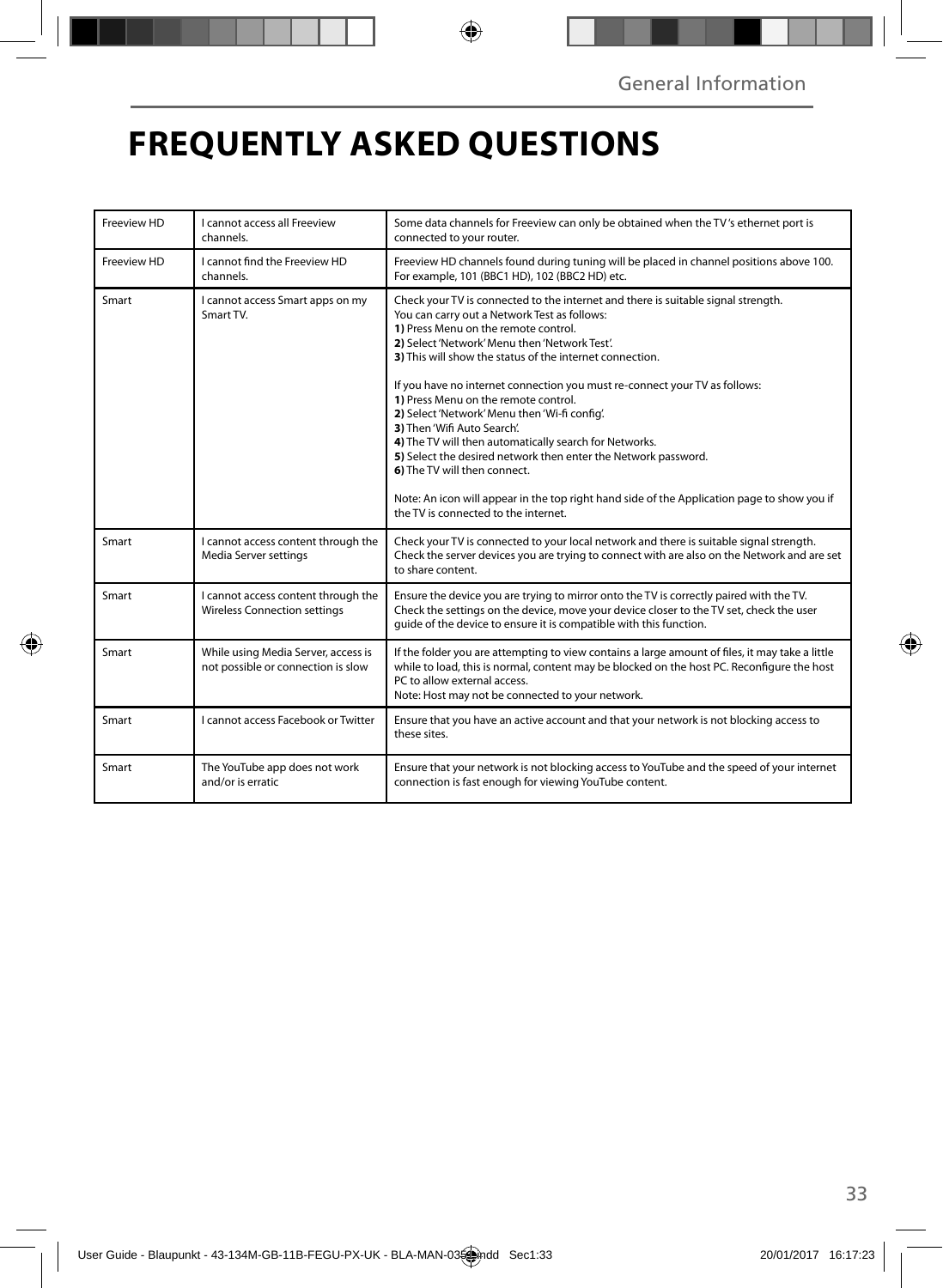# FREQUENTLY ASKED QUESTIONS

| | | |
|---|---|---|
| Freeview HD | I cannot access all Freeview channels. | Some data channels for Freeview can only be obtained when the TV 's ethernet port is connected to your router. |
| Freeview HD | I cannot find the Freeview HD channels. | Freeview HD channels found during tuning will be placed in channel positions above 100. For example, 101 (BBC1 HD), 102 (BBC2 HD) etc. |
| Smart | I cannot access Smart apps on my Smart TV. | Check your TV is connected to the internet and there is suitable signal strength.<br>You can carry out a Network Test as follows:<br>**1)** Press Menu on the remote control.<br>**2)** Select 'Network' Menu then 'Network Test'.<br>**3)** This will show the status of the internet connection.<br><br>If you have no internet connection you must re-connect your TV as follows:<br>**1)** Press Menu on the remote control.<br>**2)** Select 'Network' Menu then 'Wi-fi config'.<br>**3)** Then 'Wifi Auto Search'.<br>**4)** The TV will then automatically search for Networks.<br>**5)** Select the desired network then enter the Network password.<br>**6)** The TV will then connect.<br><br>Note: An icon will appear in the top right hand side of the Application page to show you if the TV is connected to the internet. |
| Smart | I cannot access content through the Media Server settings | Check your TV is connected to your local network and there is suitable signal strength. Check the server devices you are trying to connect with are also on the Network and are set to share content. |
| Smart | I cannot access content through the Wireless Connection settings | Ensure the device you are trying to mirror onto the TV is correctly paired with the TV. Check the settings on the device, move your device closer to the TV set, check the user guide of the device to ensure it is compatible with this function. |
| Smart | While using Media Server, access is not possible or connection is slow | If the folder you are attempting to view contains a large amount of files, it may take a little while to load, this is normal, content may be blocked on the host PC. Reconfigure the host PC to allow external access.<br>Note: Host may not be connected to your network. |
| Smart | I cannot access Facebook or Twitter | Ensure that you have an active account and that your network is not blocking access to these sites. |
| Smart | The YouTube app does not work and/or is erratic | Ensure that your network is not blocking access to YouTube and the speed of your internet connection is fast enough for viewing YouTube content. |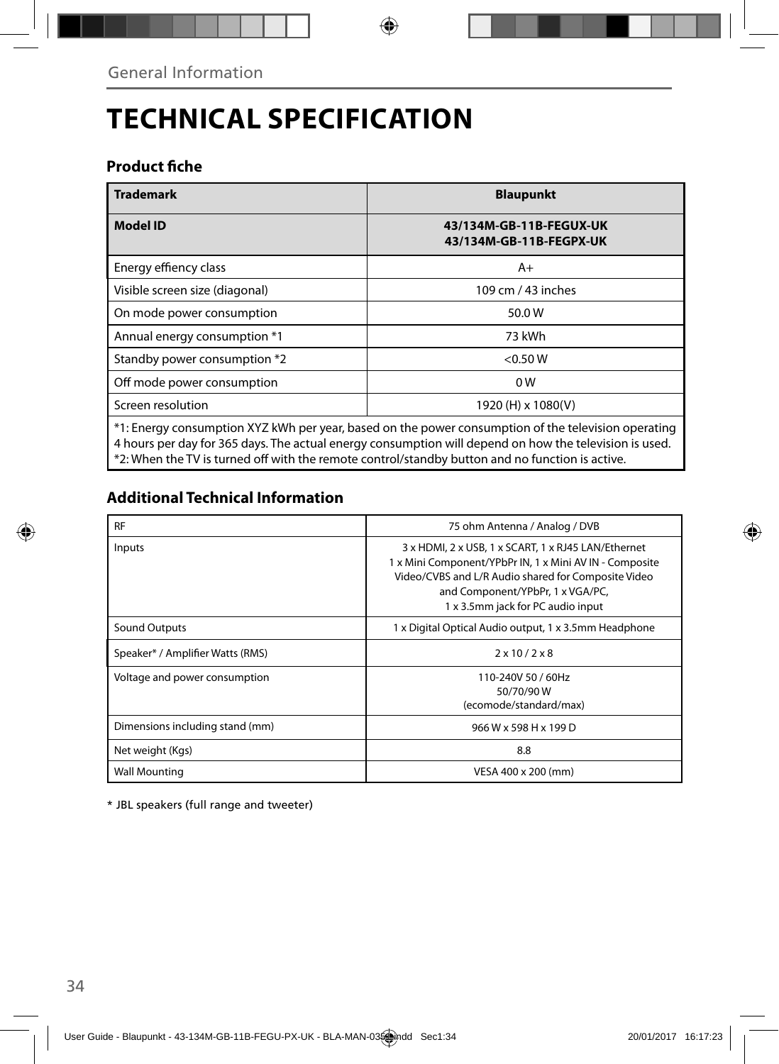General Information

# TECHNICAL SPECIFICATION

## Product fiche

| Trademark | Blaupunkt |
|---|---|
| **Model ID** | **43/134M-GB-11B-FEGUX-UK**<br>**43/134M-GB-11B-FEGPX-UK** |
| Energy effiency class | A+ |
| Visible screen size (diagonal) | 109 cm / 43 inches |
| On mode power consumption | 50.0 W |
| Annual energy consumption *1 | 73 kWh |
| Standby power consumption *2 | <0.50 W |
| Off mode power consumption | 0 W |
| Screen resolution | 1920 (H) x 1080(V) |

*1: Energy consumption XYZ kWh per year, based on the power consumption of the television operating 4 hours per day for 365 days. The actual energy consumption will depend on how the television is used.
*2: When the TV is turned off with the remote control/standby button and no function is active.

## Additional Technical Information

| RF | 75 ohm Antenna / Analog / DVB |
|---|---|
| Inputs | 3 x HDMI, 2 x USB, 1 x SCART, 1 x RJ45 LAN/Ethernet 1 x Mini Component/YPbPr IN, 1 x Mini AV IN - Composite Video/CVBS and L/R Audio shared for Composite Video and Component/YPbPr, 1 x VGA/PC, 1 x 3.5mm jack for PC audio input |
| Sound Outputs | 1 x Digital Optical Audio output, 1 x 3.5mm Headphone |
| Speaker* / Amplifier Watts (RMS) | 2 x 10 / 2 x 8 |
| Voltage and power consumption | 110-240V 50 / 60Hz<br>50/70/90 W<br>(ecomode/standard/max) |
| Dimensions including stand (mm) | 966 W x 598 H x 199 D |
| Net weight (Kgs) | 8.8 |
| Wall Mounting | VESA 400 x 200 (mm) |

* JBL speakers (full range and tweeter)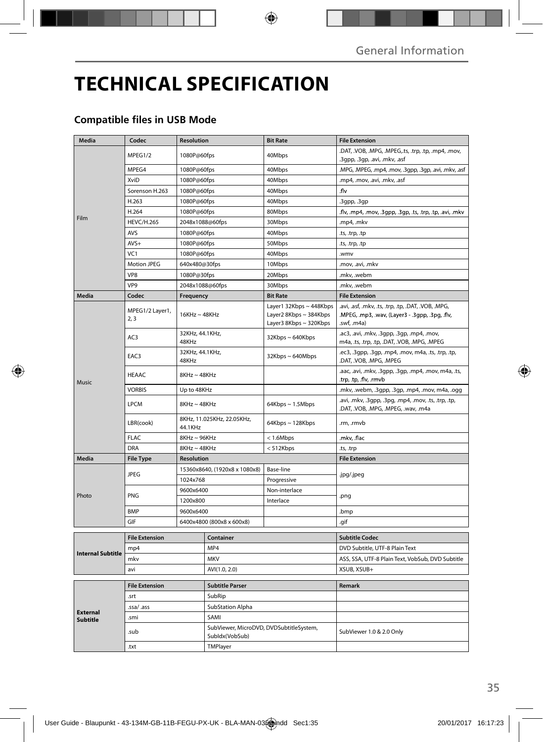# TECHNICAL SPECIFICATION

## Compatible files in USB Mode

| Media | Codec | Resolution | Bit Rate | File Extension |
|---|---|---|---|---|
| Film | MPEG1/2 | 1080P@60fps | 40Mbps | .DAT, .VOB, .MPG, .MPEG,.ts, .trp, .tp, .mp4, .mov, .3gpp, .3gp, .avi, .mkv, .asf |
| | MPEG4 | 1080P@60fps | 40Mbps | .MPG, .MPEG, .mp4, .mov, .3gpp, .3gp, .avi, .mkv, .asf |
| | XviD | 1080P@60fps | 40Mbps | .mp4, .mov, .avi, .mkv, .asf |
| | Sorenson H.263 | 1080P@60fps | 40Mbps | .flv |
| | H.263 | 1080P@60fps | 40Mbps | .3gpp, .3gp |
| | H.264 | 1080P@60fps | 80Mbps | .flv, .mp4, .mov, .3gpp, .3gp, .ts, .trp, .tp, .avi, .mkv |
| | HEVC/H.265 | 2048x1088@60fps | 30Mbps | .mp4, .mkv |
| | AVS | 1080P@60fps | 40Mbps | .ts, .trp, .tp |
| | AVS+ | 1080P@60fps | 50Mbps | .ts, .trp, .tp |
| | VC1 | 1080P@60fps | 40Mbps | .wmv |
| | Motion JPEG | 640x480@30fps | 10Mbps | .mov, .avi, .mkv |
| | VP8 | 1080P@30fps | 20Mbps | .mkv, .webm |
| | VP9 | 2048x1088@60fps | 30Mbps | .mkv, .webm |
| **Media** | **Codec** | **Frequency** | **Bit Rate** | **File Extension** |
| Music | MPEG1/2 Layer1, 2, 3 | 16KHz ~ 48KHz | Layer1 32Kbps ~ 448Kbps<br>Layer2 8Kbps ~ 384Kbps<br>Layer3 8Kbps ~ 320Kbps | .avi, .asf, .mkv, .ts, .trp, .tp, .DAT, .VOB, .MPG, .MPEG, .mp3, .wav, (Layer3 - .3gpp, .3pg, .flv, .swf, .m4a) |
| | AC3 | 32KHz, 44.1KHz, 48KHz | 32Kbps ~ 640Kbps | .ac3, .avi, .mkv, .3gpp, .3gp, .mp4, .mov, m4a, .ts, .trp, .tp, .DAT, .VOB, .MPG, .MPEG |
| | EAC3 | 32KHz, 44.1KHz, 48KHz | 32Kbps ~ 640Mbps | .ec3, .3gpp, .3gp, .mp4, .mov, m4a, .ts, .trp, .tp, .DAT, .VOB, .MPG, .MPEG |
| | HEAAC | 8KHz ~ 48KHz | | .aac, .avi, .mkv, .3gpp, .3gp, .mp4, .mov, m4a, .ts, .trp, .tp, .flv, .rmvb |
| | VORBIS | Up to 48KHz | | .mkv, .webm, .3gpp, .3gp, .mp4, .mov, m4a, .ogg |
| | LPCM | 8KHz ~ 48KHz | 64Kbps ~ 1.5Mbps | .avi, .mkv, .3gpp, .3pg, .mp4, .mov, .ts, .trp, .tp, .DAT, .VOB, .MPG, .MPEG, .wav, .m4a |
| | LBR(cook) | 8KHz, 11.025KHz, 22.05KHz, 44.1KHz | 64Kbps ~ 128Kbps | .rm, .rmvb |
| | FLAC | 8KHz ~ 96KHz | < 1.6Mbps | .mkv, .flac |
| | DRA | 8KHz ~ 48KHz | < 512Kbps | .ts, .trp |
| **Media** | **File Type** | **Resolution** | | **File Extension** |
| Photo | JPEG | 15360x8640, (1920x8 x 1080x8) | Base-line | .jpg/.jpeg |
| | | 1024x768 | Progressive | |
| | PNG | 9600x6400 | Non-interlace | .png |
| | | 1200x800 | Interlace | |
| | BMP | 9600x6400 | | .bmp |
| | GIF | 6400x4800 (800x8 x 600x8) | | .gif |

| | File Extension | Container | Subtitle Codec |
|---|---|---|---|
| **Internal Subtitle** | mp4 | MP4 | DVD Subtitle, UTF-8 Plain Text |
| | mkv | MKV | ASS, SSA, UTF-8 Plain Text, VobSub, DVD Subtitle |
| | avi | AVI(1.0, 2.0) | XSUB, XSUB+ |

| | File Extension | Subtitle Parser | Remark |
|---|---|---|---|
| **External Subtitle** | .srt | SubRip | |
| | .ssa/ .ass | SubStation Alpha | |
| | .smi | SAMI | |
| | .sub | SubViewer, MicroDVD, DVDSubtitleSystem, SubIdx(VobSub) | SubViewer 1.0 & 2.0 Only |
| | .txt | TMPlayer | |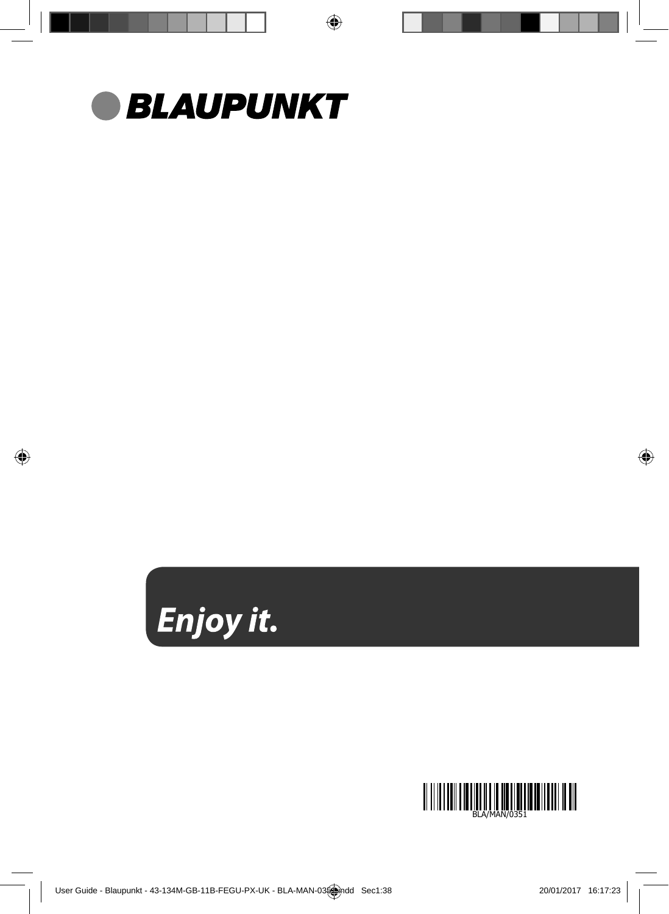BLAUPUNKT

Enjoy it.

BLA/MAN/0351